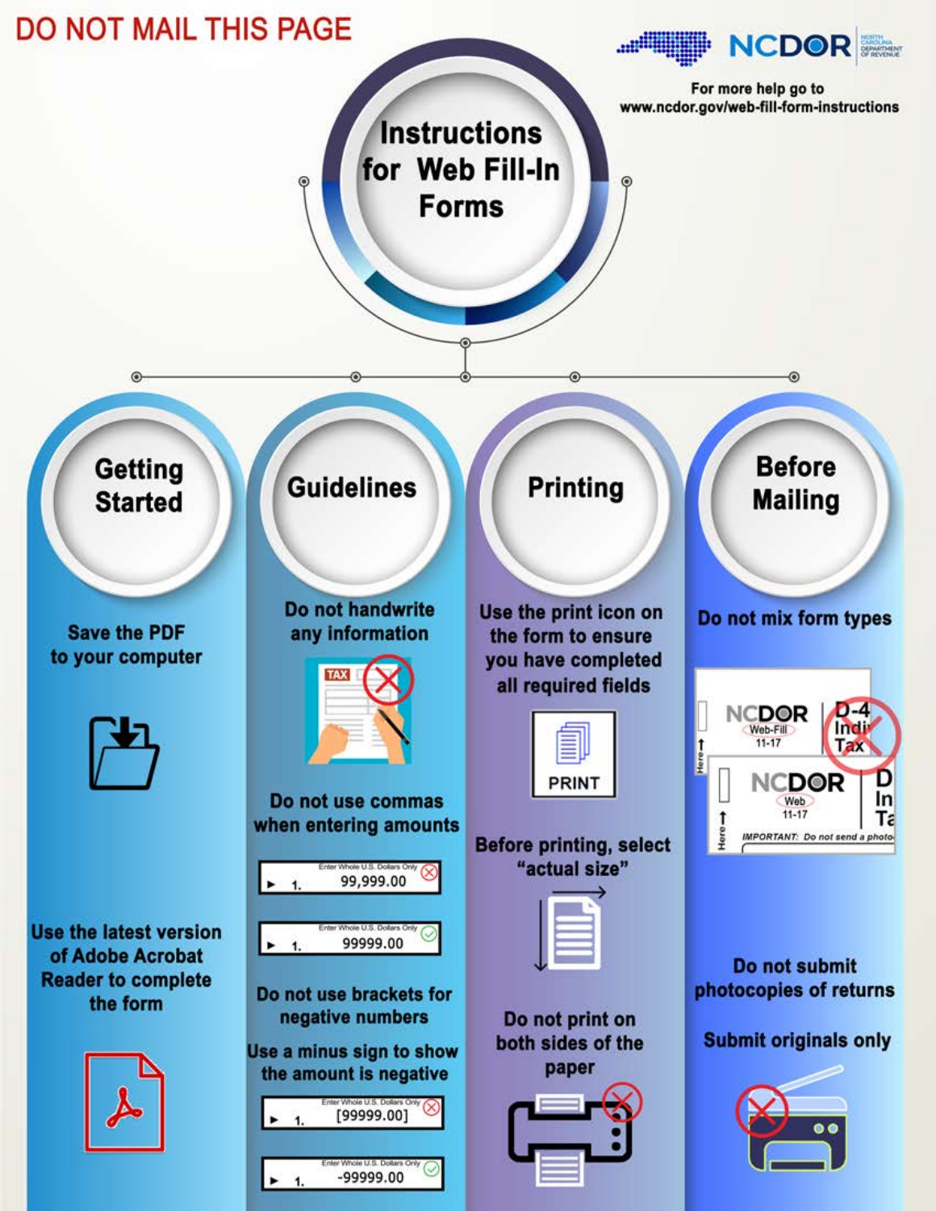DO NOT MAIL THIS PAGE

NCDOR

For more help go to www.ncdor.gov/web-fill-form-instructions

# Instructions for Web Fill-In Forms

## Getting Started

Save the PDF to your computer

Use the latest version of Adobe Acrobat Reader to complete the form

## Guidelines

Do not handwrite any information

Do not use commas when entering amounts

- 99,999.00 (incorrect)
- 99999.00 (correct)

Do not use brackets for negative numbers

Use a minus sign to show the amount is negative

- [99999.00] (incorrect)
- -99999.00 (correct)

## Printing

Use the print icon on the form to ensure you have completed all required fields

PRINT

Before printing, select "actual size"

Do not print on both sides of the paper

## Before Mailing

Do not mix form types

Do not submit photocopies of returns

Submit originals only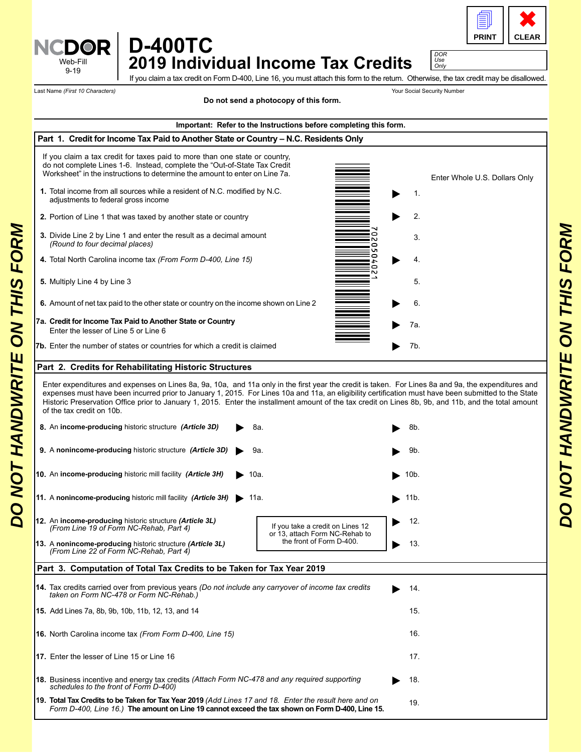# D-400TC

## 2019 Individual Income Tax Credits

NCDOR Web-Fill 9-19

DOR Use Only

If you claim a tax credit on Form D-400, Line 16, you must attach this form to the return. Otherwise, the tax credit may be disallowed.

Last Name *(First 10 Characters)*

Your Social Security Number

**Do not send a photocopy of this form.**

**Important: Refer to the Instructions before completing this form.**

DO NOT HANDWRITE ON THIS FORM

### Part 1. Credit for Income Tax Paid to Another State or Country – N.C. Residents Only

If you claim a tax credit for taxes paid to more than one state or country, do not complete Lines 1-6. Instead, complete the "Out-of-State Tax Credit Worksheet" in the instructions to determine the amount to enter on Line 7a.

Enter Whole U.S. Dollars Only

**1.** Total income from all sources while a resident of N.C. modified by N.C. adjustments to federal gross income ▶ 1.

**2.** Portion of Line 1 that was taxed by another state or country ▶ 2.

**3.** Divide Line 2 by Line 1 and enter the result as a decimal amount *(Round to four decimal places)* 3.

**4.** Total North Carolina income tax *(From Form D-400, Line 15)* ▶ 4.

**5.** Multiply Line 4 by Line 3 5.

**6.** Amount of net tax paid to the other state or country on the income shown on Line 2 ▶ 6.

**7a. Credit for Income Tax Paid to Another State or Country**
Enter the lesser of Line 5 or Line 6 ▶ 7a.

**7b.** Enter the number of states or countries for which a credit is claimed ▶ 7b.

7020504021

### Part 2. Credits for Rehabilitating Historic Structures

Enter expenditures and expenses on Lines 8a, 9a, 10a, and 11a only in the first year the credit is taken. For Lines 8a and 9a, the expenditures and expenses must have been incurred prior to January 1, 2015. For Lines 10a and 11a, an eligibility certification must have been submitted to the State Historic Preservation Office prior to January 1, 2015. Enter the installment amount of the tax credit on Lines 8b, 9b, and 11b, and the total amount of the tax credit on 10b.

**8.** An **income-producing** historic structure ***(Article 3D)*** ▶ 8a. ▶ 8b.

**9.** A **nonincome-producing** historic structure ***(Article 3D)*** ▶ 9a. ▶ 9b.

**10.** An **income-producing** historic mill facility ***(Article 3H)*** ▶ 10a. ▶ 10b.

**11.** A **nonincome-producing** historic mill facility ***(Article 3H)*** ▶ 11a. ▶ 11b.

**12.** An **income-producing** historic structure ***(Article 3L)*** *(From Line 19 of Form NC-Rehab, Part 4)* ▶ 12.

**13.** A **nonincome-producing** historic structure ***(Article 3L)*** *(From Line 22 of Form NC-Rehab, Part 4)* ▶ 13.

If you take a credit on Lines 12 or 13, attach Form NC-Rehab to the front of Form D-400.

### Part 3. Computation of Total Tax Credits to be Taken for Tax Year 2019

**14.** Tax credits carried over from previous years *(Do not include any carryover of income tax credits taken on Form NC-478 or Form NC-Rehab.)* ▶ 14.

**15.** Add Lines 7a, 8b, 9b, 10b, 11b, 12, 13, and 14 15.

**16.** North Carolina income tax *(From Form D-400, Line 15)* 16.

**17.** Enter the lesser of Line 15 or Line 16 17.

**18.** Business incentive and energy tax credits *(Attach Form NC-478 and any required supporting schedules to the front of Form D-400)* ▶ 18.

**19. Total Tax Credits to be Taken for Tax Year 2019** *(Add Lines 17 and 18. Enter the result here and on Form D-400, Line 16.)* **The amount on Line 19 cannot exceed the tax shown on Form D-400, Line 15.** 19.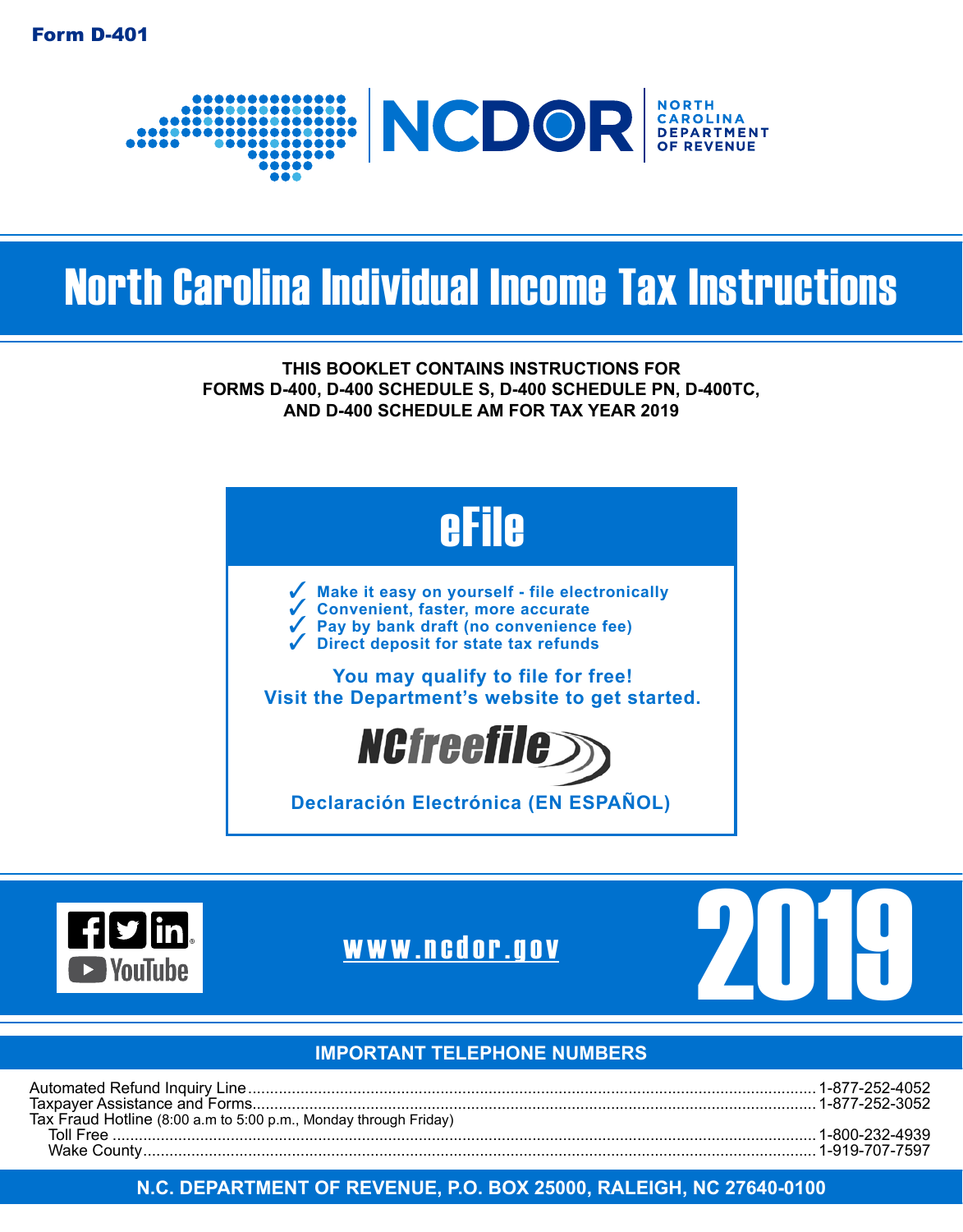**Form D-401**

NCDOR

NORTH CAROLINA DEPARTMENT OF REVENUE

# North Carolina Individual Income Tax Instructions

**THIS BOOKLET CONTAINS INSTRUCTIONS FOR FORMS D-400, D-400 SCHEDULE S, D-400 SCHEDULE PN, D-400TC, AND D-400 SCHEDULE AM FOR TAX YEAR 2019**

## eFile

- ✓ **Make it easy on yourself - file electronically**
- ✓ **Convenient, faster, more accurate**
- ✓ **Pay by bank draft (no convenience fee)**
- ✓ **Direct deposit for state tax refunds**

**You may qualify to file for free!**
**Visit the Department's website to get started.**

NCfreefile

**Declaración Electrónica (EN ESPAÑOL)**

www.ncdor.gov

# 2019

## IMPORTANT TELEPHONE NUMBERS

Automated Refund Inquiry Line ........ 1-877-252-4052
Taxpayer Assistance and Forms ........ 1-877-252-3052
Tax Fraud Hotline (8:00 a.m to 5:00 p.m., Monday through Friday)
  Toll Free ........ 1-800-232-4939
  Wake County ........ 1-919-707-7597

**N.C. DEPARTMENT OF REVENUE, P.O. BOX 25000, RALEIGH, NC 27640-0100**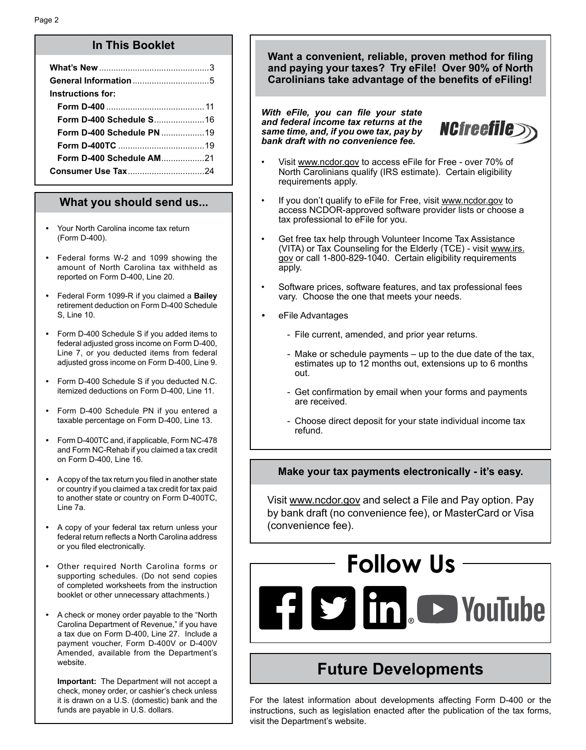## In This Booklet

| | |
|---|---|
| **What's New** | 3 |
| **General Information** | 5 |
| **Instructions for:** | |
| **Form D-400** | 11 |
| **Form D-400 Schedule S** | 16 |
| **Form D-400 Schedule PN** | 19 |
| **Form D-400TC** | 19 |
| **Form D-400 Schedule AM** | 21 |
| **Consumer Use Tax** | 24 |

## What you should send us...

- Your North Carolina income tax return (Form D-400).
- Federal forms W-2 and 1099 showing the amount of North Carolina tax withheld as reported on Form D-400, Line 20.
- Federal Form 1099-R if you claimed a **Bailey** retirement deduction on Form D-400 Schedule S, Line 10.
- Form D-400 Schedule S if you added items to federal adjusted gross income on Form D-400, Line 7, or you deducted items from federal adjusted gross income on Form D-400, Line 9.
- Form D-400 Schedule S if you deducted N.C. itemized deductions on Form D-400, Line 11.
- Form D-400 Schedule PN if you entered a taxable percentage on Form D-400, Line 13.
- Form D-400TC and, if applicable, Form NC-478 and Form NC-Rehab if you claimed a tax credit on Form D-400, Line 16.
- A copy of the tax return you filed in another state or country if you claimed a tax credit for tax paid to another state or country on Form D-400TC, Line 7a.
- A copy of your federal tax return unless your federal return reflects a North Carolina address or you filed electronically.
- Other required North Carolina forms or supporting schedules. (Do not send copies of completed worksheets from the instruction booklet or other unnecessary attachments.)
- A check or money order payable to the "North Carolina Department of Revenue," if you have a tax due on Form D-400, Line 27. Include a payment voucher, Form D-400V or D-400V Amended, available from the Department's website.

  **Important:** The Department will not accept a check, money order, or cashier's check unless it is drawn on a U.S. (domestic) bank and the funds are payable in U.S. dollars.

**Want a convenient, reliable, proven method for filing and paying your taxes? Try eFile! Over 90% of North Carolinians take advantage of the benefits of eFiling!**

***With eFile, you can file your state and federal income tax returns at the same time, and, if you owe tax, pay by bank draft with no convenience fee.***

NCfreefile

- Visit www.ncdor.gov to access eFile for Free - over 70% of North Carolinians qualify (IRS estimate). Certain eligibility requirements apply.
- If you don't qualify to eFile for Free, visit www.ncdor.gov to access NCDOR-approved software provider lists or choose a tax professional to eFile for you.
- Get free tax help through Volunteer Income Tax Assistance (VITA) or Tax Counseling for the Elderly (TCE) - visit www.irs.gov or call 1-800-829-1040. Certain eligibility requirements apply.
- Software prices, software features, and tax professional fees vary. Choose the one that meets your needs.
- eFile Advantages
  - File current, amended, and prior year returns.
  - Make or schedule payments – up to the due date of the tax, estimates up to 12 months out, extensions up to 6 months out.
  - Get confirmation by email when your forms and payments are received.
  - Choose direct deposit for your state individual income tax refund.

**Make your tax payments electronically - it's easy.**

Visit www.ncdor.gov and select a File and Pay option. Pay by bank draft (no convenience fee), or MasterCard or Visa (convenience fee).

## Follow Us

## Future Developments

For the latest information about developments affecting Form D-400 or the instructions, such as legislation enacted after the publication of the tax forms, visit the Department's website.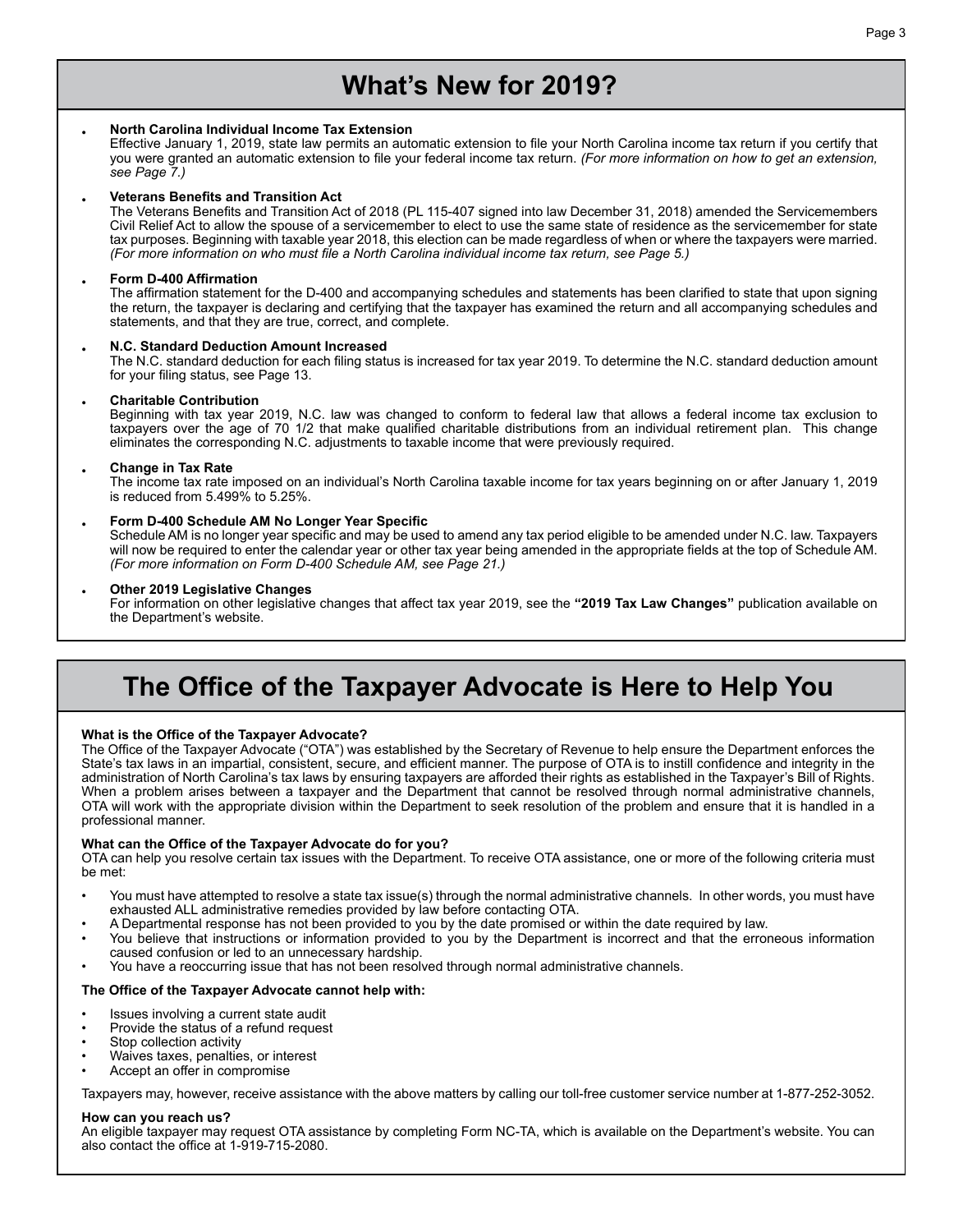# What's New for 2019?

- **North Carolina Individual Income Tax Extension**
  Effective January 1, 2019, state law permits an automatic extension to file your North Carolina income tax return if you certify that you were granted an automatic extension to file your federal income tax return. *(For more information on how to get an extension, see Page 7.)*

- **Veterans Benefits and Transition Act**
  The Veterans Benefits and Transition Act of 2018 (PL 115-407 signed into law December 31, 2018) amended the Servicemembers Civil Relief Act to allow the spouse of a servicemember to elect to use the same state of residence as the servicemember for state tax purposes. Beginning with taxable year 2018, this election can be made regardless of when or where the taxpayers were married. *(For more information on who must file a North Carolina individual income tax return, see Page 5.)*

- **Form D-400 Affirmation**
  The affirmation statement for the D-400 and accompanying schedules and statements has been clarified to state that upon signing the return, the taxpayer is declaring and certifying that the taxpayer has examined the return and all accompanying schedules and statements, and that they are true, correct, and complete.

- **N.C. Standard Deduction Amount Increased**
  The N.C. standard deduction for each filing status is increased for tax year 2019. To determine the N.C. standard deduction amount for your filing status, see Page 13.

- **Charitable Contribution**
  Beginning with tax year 2019, N.C. law was changed to conform to federal law that allows a federal income tax exclusion to taxpayers over the age of 70 1/2 that make qualified charitable distributions from an individual retirement plan. This change eliminates the corresponding N.C. adjustments to taxable income that were previously required.

- **Change in Tax Rate**
  The income tax rate imposed on an individual's North Carolina taxable income for tax years beginning on or after January 1, 2019 is reduced from 5.499% to 5.25%.

- **Form D-400 Schedule AM No Longer Year Specific**
  Schedule AM is no longer year specific and may be used to amend any tax period eligible to be amended under N.C. law. Taxpayers will now be required to enter the calendar year or other tax year being amended in the appropriate fields at the top of Schedule AM. *(For more information on Form D-400 Schedule AM, see Page 21.)*

- **Other 2019 Legislative Changes**
  For information on other legislative changes that affect tax year 2019, see the **"2019 Tax Law Changes"** publication available on the Department's website.

# The Office of the Taxpayer Advocate is Here to Help You

**What is the Office of the Taxpayer Advocate?**
The Office of the Taxpayer Advocate ("OTA") was established by the Secretary of Revenue to help ensure the Department enforces the State's tax laws in an impartial, consistent, secure, and efficient manner. The purpose of OTA is to instill confidence and integrity in the administration of North Carolina's tax laws by ensuring taxpayers are afforded their rights as established in the Taxpayer's Bill of Rights. When a problem arises between a taxpayer and the Department that cannot be resolved through normal administrative channels, OTA will work with the appropriate division within the Department to seek resolution of the problem and ensure that it is handled in a professional manner.

**What can the Office of the Taxpayer Advocate do for you?**
OTA can help you resolve certain tax issues with the Department. To receive OTA assistance, one or more of the following criteria must be met:

- You must have attempted to resolve a state tax issue(s) through the normal administrative channels. In other words, you must have exhausted ALL administrative remedies provided by law before contacting OTA.
- A Departmental response has not been provided to you by the date promised or within the date required by law.
- You believe that instructions or information provided to you by the Department is incorrect and that the erroneous information caused confusion or led to an unnecessary hardship.
- You have a reoccurring issue that has not been resolved through normal administrative channels.

**The Office of the Taxpayer Advocate cannot help with:**

- Issues involving a current state audit
- Provide the status of a refund request
- Stop collection activity
- Waives taxes, penalties, or interest
- Accept an offer in compromise

Taxpayers may, however, receive assistance with the above matters by calling our toll-free customer service number at 1-877-252-3052.

**How can you reach us?**
An eligible taxpayer may request OTA assistance by completing Form NC-TA, which is available on the Department's website. You can also contact the office at 1-919-715-2080.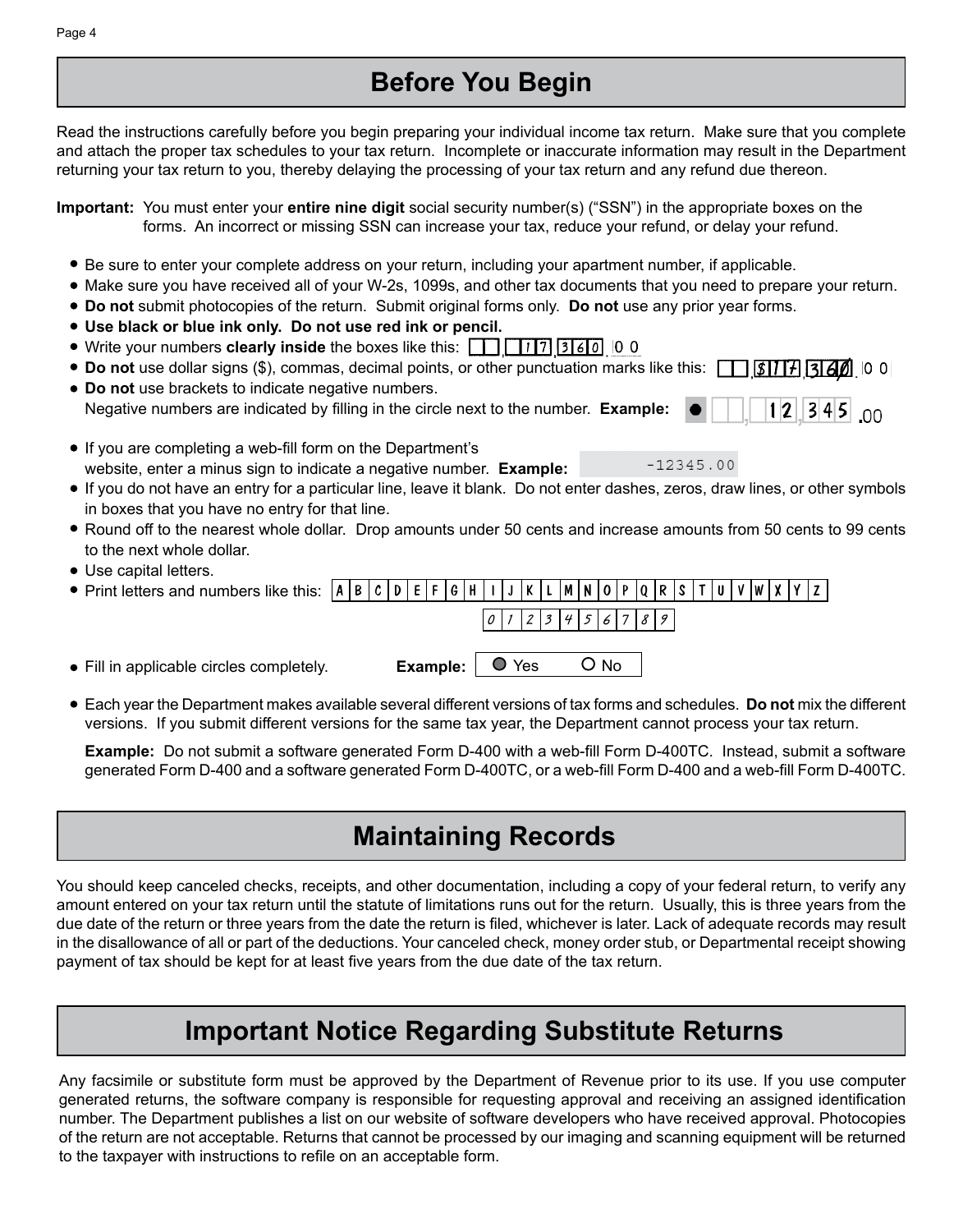# Before You Begin

Read the instructions carefully before you begin preparing your individual income tax return. Make sure that you complete and attach the proper tax schedules to your tax return. Incomplete or inaccurate information may result in the Department returning your tax return to you, thereby delaying the processing of your tax return and any refund due thereon.

**Important:** You must enter your **entire nine digit** social security number(s) ("SSN") in the appropriate boxes on the forms. An incorrect or missing SSN can increase your tax, reduce your refund, or delay your refund.

- Be sure to enter your complete address on your return, including your apartment number, if applicable.
- Make sure you have received all of your W-2s, 1099s, and other tax documents that you need to prepare your return.
- **Do not** submit photocopies of the return. Submit original forms only. **Do not** use any prior year forms.
- **Use black or blue ink only. Do not use red ink or pencil.**
- Write your numbers **clearly inside** the boxes like this: 17,360.00
- **Do not** use dollar signs ($), commas, decimal points, or other punctuation marks like this: $17,360.00
- **Do not** use brackets to indicate negative numbers.
  Negative numbers are indicated by filling in the circle next to the number. **Example:** ● 12,345.00
- If you are completing a web-fill form on the Department's website, enter a minus sign to indicate a negative number. **Example:** -12345.00
- If you do not have an entry for a particular line, leave it blank. Do not enter dashes, zeros, draw lines, or other symbols in boxes that you have no entry for that line.
- Round off to the nearest whole dollar. Drop amounts under 50 cents and increase amounts from 50 cents to 99 cents to the next whole dollar.
- Use capital letters.
- Print letters and numbers like this: A B C D E F G H I J K L M N O P Q R S T U V W X Y Z
  0 1 2 3 4 5 6 7 8 9
- Fill in applicable circles completely. **Example:** ● Yes ○ No
- Each year the Department makes available several different versions of tax forms and schedules. **Do not** mix the different versions. If you submit different versions for the same tax year, the Department cannot process your tax return.

  **Example:** Do not submit a software generated Form D-400 with a web-fill Form D-400TC. Instead, submit a software generated Form D-400 and a software generated Form D-400TC, or a web-fill Form D-400 and a web-fill Form D-400TC.

# Maintaining Records

You should keep canceled checks, receipts, and other documentation, including a copy of your federal return, to verify any amount entered on your tax return until the statute of limitations runs out for the return. Usually, this is three years from the due date of the return or three years from the date the return is filed, whichever is later. Lack of adequate records may result in the disallowance of all or part of the deductions. Your canceled check, money order stub, or Departmental receipt showing payment of tax should be kept for at least five years from the due date of the tax return.

# Important Notice Regarding Substitute Returns

Any facsimile or substitute form must be approved by the Department of Revenue prior to its use. If you use computer generated returns, the software company is responsible for requesting approval and receiving an assigned identification number. The Department publishes a list on our website of software developers who have received approval. Photocopies of the return are not acceptable. Returns that cannot be processed by our imaging and scanning equipment will be returned to the taxpayer with instructions to refile on an acceptable form.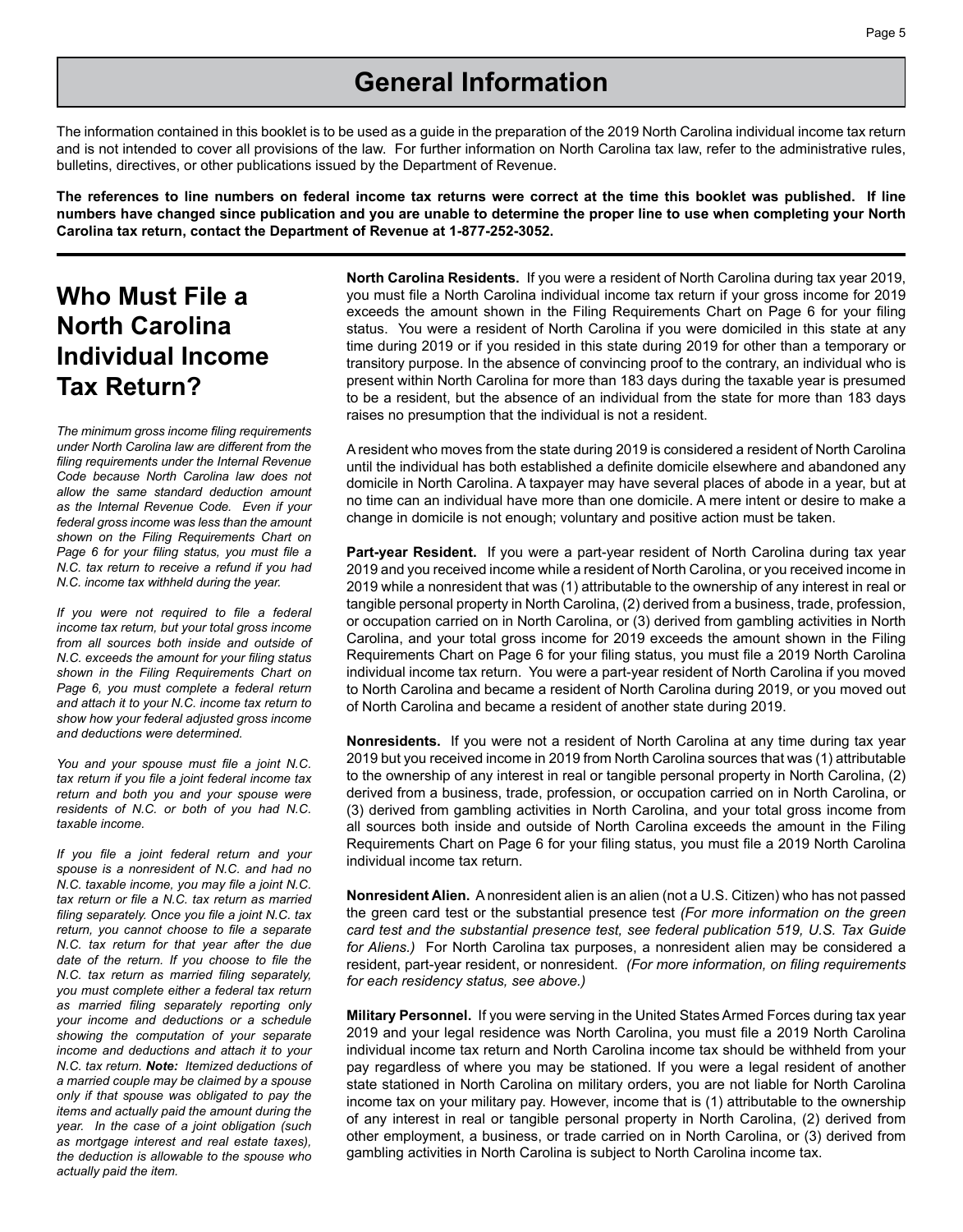# General Information

The information contained in this booklet is to be used as a guide in the preparation of the 2019 North Carolina individual income tax return and is not intended to cover all provisions of the law. For further information on North Carolina tax law, refer to the administrative rules, bulletins, directives, or other publications issued by the Department of Revenue.

**The references to line numbers on federal income tax returns were correct at the time this booklet was published. If line numbers have changed since publication and you are unable to determine the proper line to use when completing your North Carolina tax return, contact the Department of Revenue at 1-877-252-3052.**

## Who Must File a North Carolina Individual Income Tax Return?

*The minimum gross income filing requirements under North Carolina law are different from the filing requirements under the Internal Revenue Code because North Carolina law does not allow the same standard deduction amount as the Internal Revenue Code. Even if your federal gross income was less than the amount shown on the Filing Requirements Chart on Page 6 for your filing status, you must file a N.C. tax return to receive a refund if you had N.C. income tax withheld during the year.*

*If you were not required to file a federal income tax return, but your total gross income from all sources both inside and outside of N.C. exceeds the amount for your filing status shown in the Filing Requirements Chart on Page 6, you must complete a federal return and attach it to your N.C. income tax return to show how your federal adjusted gross income and deductions were determined.*

*You and your spouse must file a joint N.C. tax return if you file a joint federal income tax return and both you and your spouse were residents of N.C. or both of you had N.C. taxable income.*

*If you file a joint federal return and your spouse is a nonresident of N.C. and had no N.C. taxable income, you may file a joint N.C. tax return or file a N.C. tax return as married filing separately. Once you file a joint N.C. tax return, you cannot choose to file a separate N.C. tax return for that year after the due date of the return. If you choose to file the N.C. tax return as married filing separately, you must complete either a federal tax return as married filing separately reporting only your income and deductions or a schedule showing the computation of your separate income and deductions and attach it to your N.C. tax return.* ***Note:*** *Itemized deductions of a married couple may be claimed by a spouse only if that spouse was obligated to pay the items and actually paid the amount during the year. In the case of a joint obligation (such as mortgage interest and real estate taxes), the deduction is allowable to the spouse who actually paid the item.*

**North Carolina Residents.** If you were a resident of North Carolina during tax year 2019, you must file a North Carolina individual income tax return if your gross income for 2019 exceeds the amount shown in the Filing Requirements Chart on Page 6 for your filing status. You were a resident of North Carolina if you were domiciled in this state at any time during 2019 or if you resided in this state during 2019 for other than a temporary or transitory purpose. In the absence of convincing proof to the contrary, an individual who is present within North Carolina for more than 183 days during the taxable year is presumed to be a resident, but the absence of an individual from the state for more than 183 days raises no presumption that the individual is not a resident.

A resident who moves from the state during 2019 is considered a resident of North Carolina until the individual has both established a definite domicile elsewhere and abandoned any domicile in North Carolina. A taxpayer may have several places of abode in a year, but at no time can an individual have more than one domicile. A mere intent or desire to make a change in domicile is not enough; voluntary and positive action must be taken.

**Part-year Resident.** If you were a part-year resident of North Carolina during tax year 2019 and you received income while a resident of North Carolina, or you received income in 2019 while a nonresident that was (1) attributable to the ownership of any interest in real or tangible personal property in North Carolina, (2) derived from a business, trade, profession, or occupation carried on in North Carolina, or (3) derived from gambling activities in North Carolina, and your total gross income for 2019 exceeds the amount shown in the Filing Requirements Chart on Page 6 for your filing status, you must file a 2019 North Carolina individual income tax return. You were a part-year resident of North Carolina if you moved to North Carolina and became a resident of North Carolina during 2019, or you moved out of North Carolina and became a resident of another state during 2019.

**Nonresidents.** If you were not a resident of North Carolina at any time during tax year 2019 but you received income in 2019 from North Carolina sources that was (1) attributable to the ownership of any interest in real or tangible personal property in North Carolina, (2) derived from a business, trade, profession, or occupation carried on in North Carolina, or (3) derived from gambling activities in North Carolina, and your total gross income from all sources both inside and outside of North Carolina exceeds the amount in the Filing Requirements Chart on Page 6 for your filing status, you must file a 2019 North Carolina individual income tax return.

**Nonresident Alien.** A nonresident alien is an alien (not a U.S. Citizen) who has not passed the green card test or the substantial presence test *(For more information on the green card test and the substantial presence test, see federal publication 519, U.S. Tax Guide for Aliens.)* For North Carolina tax purposes, a nonresident alien may be considered a resident, part-year resident, or nonresident. *(For more information, on filing requirements for each residency status, see above.)*

**Military Personnel.** If you were serving in the United States Armed Forces during tax year 2019 and your legal residence was North Carolina, you must file a 2019 North Carolina individual income tax return and North Carolina income tax should be withheld from your pay regardless of where you may be stationed. If you were a legal resident of another state stationed in North Carolina on military orders, you are not liable for North Carolina income tax on your military pay. However, income that is (1) attributable to the ownership of any interest in real or tangible personal property in North Carolina, (2) derived from other employment, a business, or trade carried on in North Carolina, or (3) derived from gambling activities in North Carolina is subject to North Carolina income tax.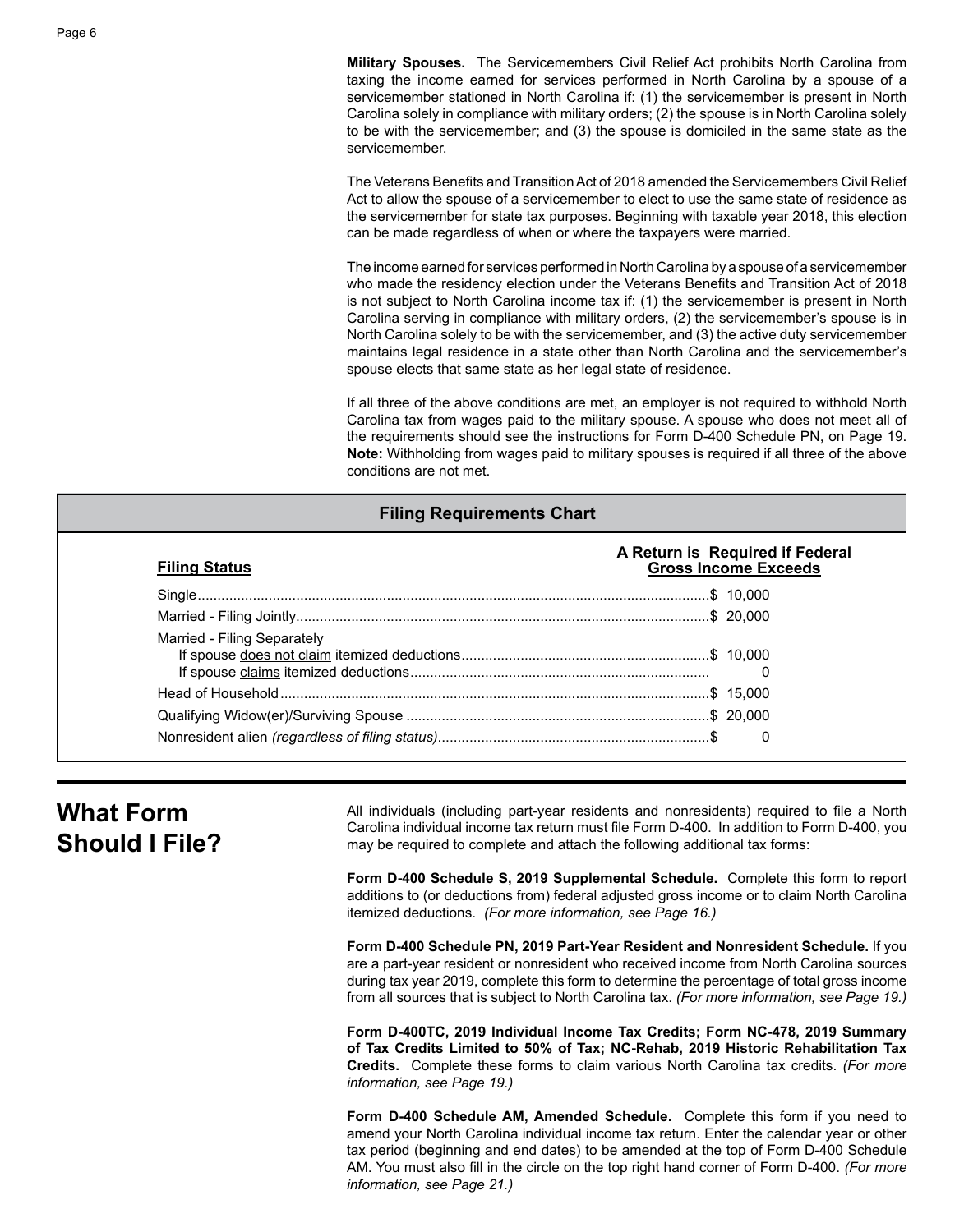**Military Spouses.** The Servicemembers Civil Relief Act prohibits North Carolina from taxing the income earned for services performed in North Carolina by a spouse of a servicemember stationed in North Carolina if: (1) the servicemember is present in North Carolina solely in compliance with military orders; (2) the spouse is in North Carolina solely to be with the servicemember; and (3) the spouse is domiciled in the same state as the servicemember.

The Veterans Benefits and Transition Act of 2018 amended the Servicemembers Civil Relief Act to allow the spouse of a servicemember to elect to use the same state of residence as the servicemember for state tax purposes. Beginning with taxable year 2018, this election can be made regardless of when or where the taxpayers were married.

The income earned for services performed in North Carolina by a spouse of a servicemember who made the residency election under the Veterans Benefits and Transition Act of 2018 is not subject to North Carolina income tax if: (1) the servicemember is present in North Carolina serving in compliance with military orders, (2) the servicemember's spouse is in North Carolina solely to be with the servicemember, and (3) the active duty servicemember maintains legal residence in a state other than North Carolina and the servicemember's spouse elects that same state as her legal state of residence.

If all three of the above conditions are met, an employer is not required to withhold North Carolina tax from wages paid to the military spouse. A spouse who does not meet all of the requirements should see the instructions for Form D-400 Schedule PN, on Page 19. **Note:** Withholding from wages paid to military spouses is required if all three of the above conditions are not met.

## Filing Requirements Chart

| Filing Status | A Return is Required if Federal Gross Income Exceeds |
|---|---|
| Single | $ 10,000 |
| Married - Filing Jointly | $ 20,000 |
| Married - Filing Separately | |
| If spouse does not claim itemized deductions | $ 10,000 |
| If spouse claims itemized deductions | 0 |
| Head of Household | $ 15,000 |
| Qualifying Widow(er)/Surviving Spouse | $ 20,000 |
| Nonresident alien *(regardless of filing status)* | $ 0 |

## What Form Should I File?

All individuals (including part-year residents and nonresidents) required to file a North Carolina individual income tax return must file Form D-400. In addition to Form D-400, you may be required to complete and attach the following additional tax forms:

**Form D-400 Schedule S, 2019 Supplemental Schedule.** Complete this form to report additions to (or deductions from) federal adjusted gross income or to claim North Carolina itemized deductions. *(For more information, see Page 16.)*

**Form D-400 Schedule PN, 2019 Part-Year Resident and Nonresident Schedule.** If you are a part-year resident or nonresident who received income from North Carolina sources during tax year 2019, complete this form to determine the percentage of total gross income from all sources that is subject to North Carolina tax. *(For more information, see Page 19.)*

**Form D-400TC, 2019 Individual Income Tax Credits; Form NC-478, 2019 Summary of Tax Credits Limited to 50% of Tax; NC-Rehab, 2019 Historic Rehabilitation Tax Credits.** Complete these forms to claim various North Carolina tax credits. *(For more information, see Page 19.)*

**Form D-400 Schedule AM, Amended Schedule.** Complete this form if you need to amend your North Carolina individual income tax return. Enter the calendar year or other tax period (beginning and end dates) to be amended at the top of Form D-400 Schedule AM. You must also fill in the circle on the top right hand corner of Form D-400. *(For more information, see Page 21.)*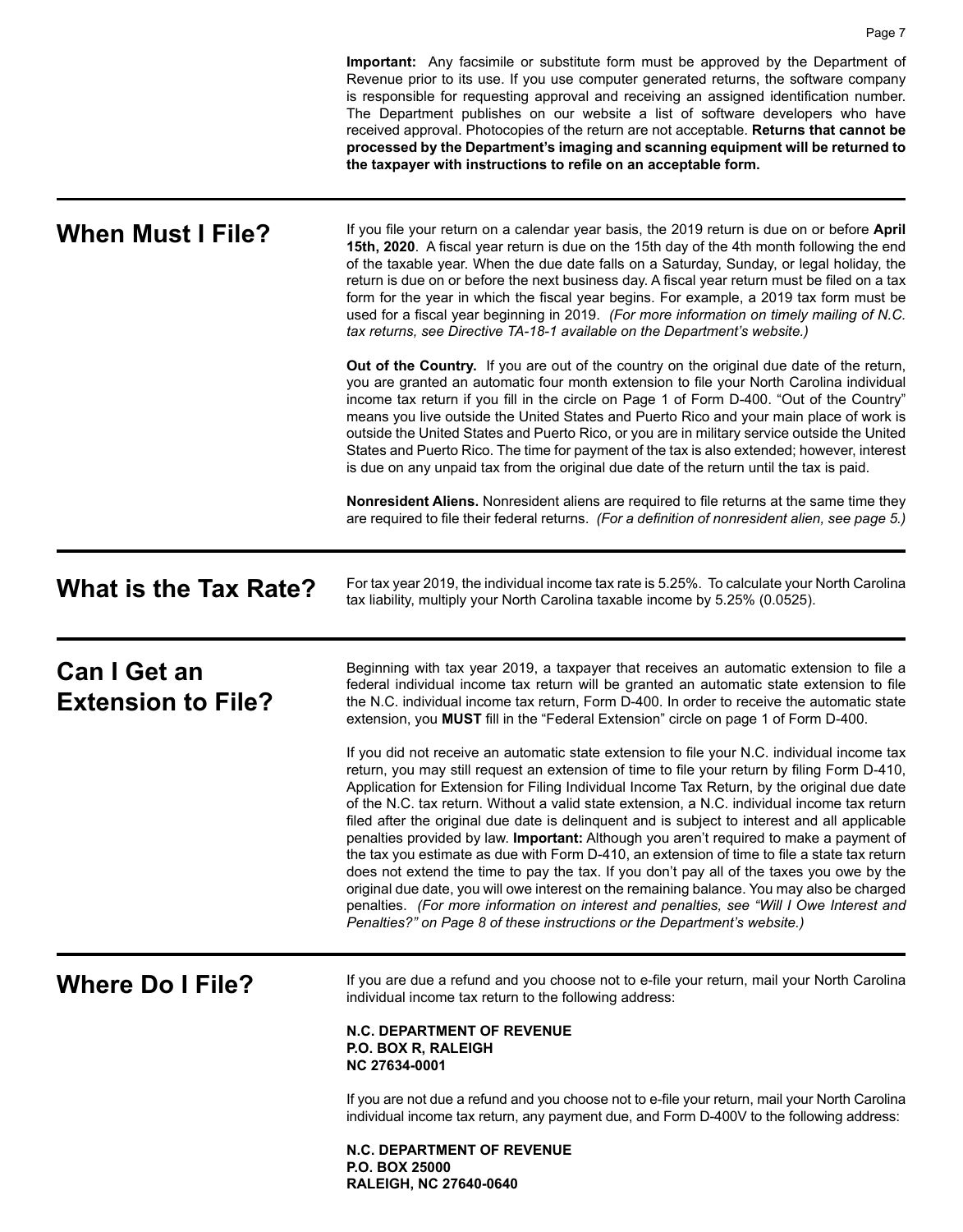**Important:** Any facsimile or substitute form must be approved by the Department of Revenue prior to its use. If you use computer generated returns, the software company is responsible for requesting approval and receiving an assigned identification number. The Department publishes on our website a list of software developers who have received approval. Photocopies of the return are not acceptable. **Returns that cannot be processed by the Department's imaging and scanning equipment will be returned to the taxpayer with instructions to refile on an acceptable form.**

## When Must I File?

If you file your return on a calendar year basis, the 2019 return is due on or before **April 15th, 2020**. A fiscal year return is due on the 15th day of the 4th month following the end of the taxable year. When the due date falls on a Saturday, Sunday, or legal holiday, the return is due on or before the next business day. A fiscal year return must be filed on a tax form for the year in which the fiscal year begins. For example, a 2019 tax form must be used for a fiscal year beginning in 2019. *(For more information on timely mailing of N.C. tax returns, see Directive TA-18-1 available on the Department's website.)*

**Out of the Country.** If you are out of the country on the original due date of the return, you are granted an automatic four month extension to file your North Carolina individual income tax return if you fill in the circle on Page 1 of Form D-400. "Out of the Country" means you live outside the United States and Puerto Rico and your main place of work is outside the United States and Puerto Rico, or you are in military service outside the United States and Puerto Rico. The time for payment of the tax is also extended; however, interest is due on any unpaid tax from the original due date of the return until the tax is paid.

**Nonresident Aliens.** Nonresident aliens are required to file returns at the same time they are required to file their federal returns. *(For a definition of nonresident alien, see page 5.)*

## What is the Tax Rate?

For tax year 2019, the individual income tax rate is 5.25%. To calculate your North Carolina tax liability, multiply your North Carolina taxable income by 5.25% (0.0525).

## Can I Get an Extension to File?

Beginning with tax year 2019, a taxpayer that receives an automatic extension to file a federal individual income tax return will be granted an automatic state extension to file the N.C. individual income tax return, Form D-400. In order to receive the automatic state extension, you **MUST** fill in the "Federal Extension" circle on page 1 of Form D-400.

If you did not receive an automatic state extension to file your N.C. individual income tax return, you may still request an extension of time to file your return by filing Form D-410, Application for Extension for Filing Individual Income Tax Return, by the original due date of the N.C. tax return. Without a valid state extension, a N.C. individual income tax return filed after the original due date is delinquent and is subject to interest and all applicable penalties provided by law. **Important:** Although you aren't required to make a payment of the tax you estimate as due with Form D-410, an extension of time to file a state tax return does not extend the time to pay the tax. If you don't pay all of the taxes you owe by the original due date, you will owe interest on the remaining balance. You may also be charged penalties. *(For more information on interest and penalties, see "Will I Owe Interest and Penalties?" on Page 8 of these instructions or the Department's website.)*

## Where Do I File?

If you are due a refund and you choose not to e-file your return, mail your North Carolina individual income tax return to the following address:

**N.C. DEPARTMENT OF REVENUE**
**P.O. BOX R, RALEIGH**
**NC 27634-0001**

If you are not due a refund and you choose not to e-file your return, mail your North Carolina individual income tax return, any payment due, and Form D-400V to the following address:

**N.C. DEPARTMENT OF REVENUE**
**P.O. BOX 25000**
**RALEIGH, NC 27640-0640**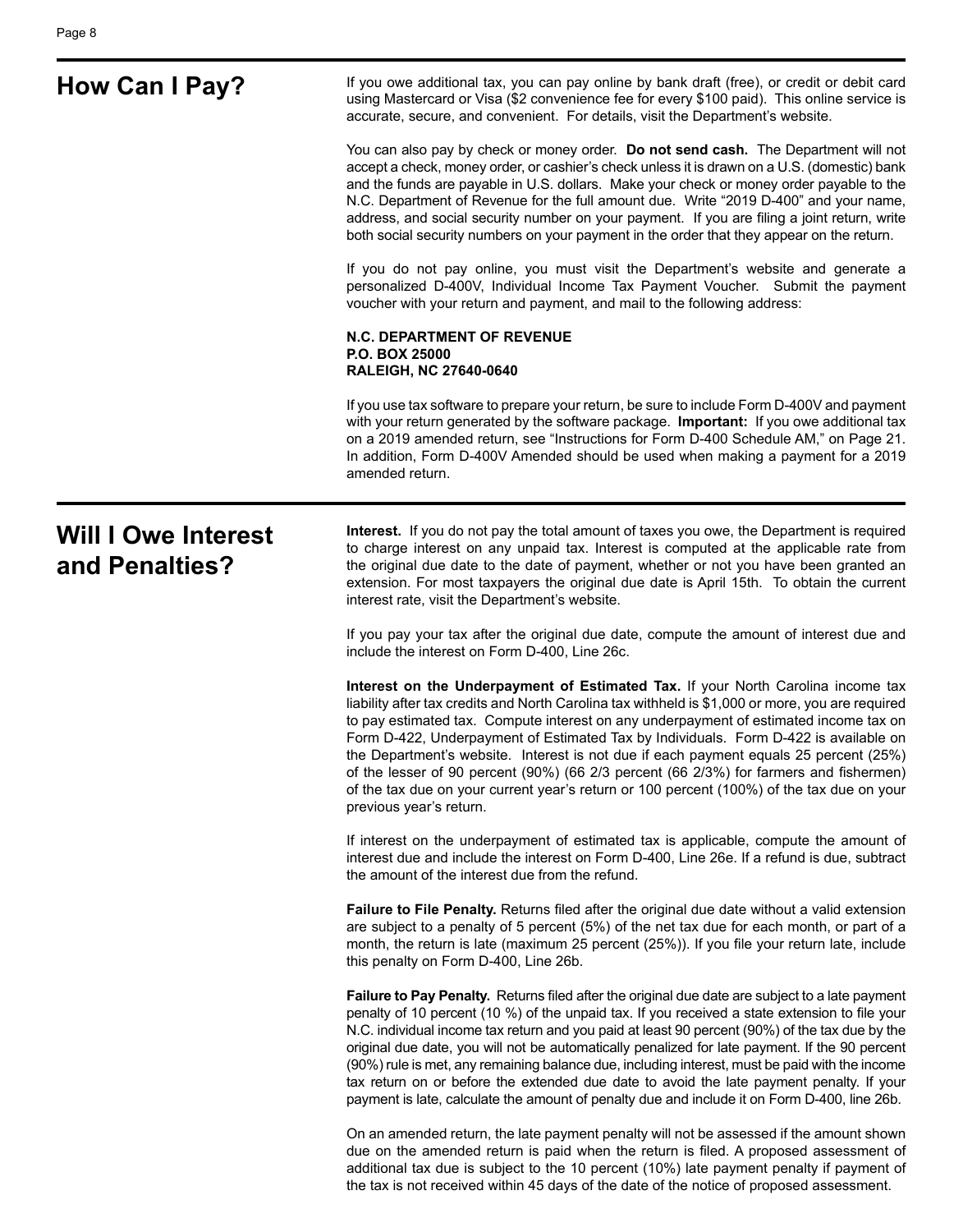## How Can I Pay?

If you owe additional tax, you can pay online by bank draft (free), or credit or debit card using Mastercard or Visa ($2 convenience fee for every $100 paid). This online service is accurate, secure, and convenient. For details, visit the Department's website.

You can also pay by check or money order. **Do not send cash.** The Department will not accept a check, money order, or cashier's check unless it is drawn on a U.S. (domestic) bank and the funds are payable in U.S. dollars. Make your check or money order payable to the N.C. Department of Revenue for the full amount due. Write "2019 D-400" and your name, address, and social security number on your payment. If you are filing a joint return, write both social security numbers on your payment in the order that they appear on the return.

If you do not pay online, you must visit the Department's website and generate a personalized D-400V, Individual Income Tax Payment Voucher. Submit the payment voucher with your return and payment, and mail to the following address:

**N.C. DEPARTMENT OF REVENUE**
**P.O. BOX 25000**
**RALEIGH, NC 27640-0640**

If you use tax software to prepare your return, be sure to include Form D-400V and payment with your return generated by the software package. **Important:** If you owe additional tax on a 2019 amended return, see "Instructions for Form D-400 Schedule AM," on Page 21. In addition, Form D-400V Amended should be used when making a payment for a 2019 amended return.

## Will I Owe Interest and Penalties?

**Interest.** If you do not pay the total amount of taxes you owe, the Department is required to charge interest on any unpaid tax. Interest is computed at the applicable rate from the original due date to the date of payment, whether or not you have been granted an extension. For most taxpayers the original due date is April 15th. To obtain the current interest rate, visit the Department's website.

If you pay your tax after the original due date, compute the amount of interest due and include the interest on Form D-400, Line 26c.

**Interest on the Underpayment of Estimated Tax.** If your North Carolina income tax liability after tax credits and North Carolina tax withheld is $1,000 or more, you are required to pay estimated tax. Compute interest on any underpayment of estimated income tax on Form D-422, Underpayment of Estimated Tax by Individuals. Form D-422 is available on the Department's website. Interest is not due if each payment equals 25 percent (25%) of the lesser of 90 percent (90%) (66 2/3 percent (66 2/3%) for farmers and fishermen) of the tax due on your current year's return or 100 percent (100%) of the tax due on your previous year's return.

If interest on the underpayment of estimated tax is applicable, compute the amount of interest due and include the interest on Form D-400, Line 26e. If a refund is due, subtract the amount of the interest due from the refund.

**Failure to File Penalty.** Returns filed after the original due date without a valid extension are subject to a penalty of 5 percent (5%) of the net tax due for each month, or part of a month, the return is late (maximum 25 percent (25%)). If you file your return late, include this penalty on Form D-400, Line 26b.

**Failure to Pay Penalty.** Returns filed after the original due date are subject to a late payment penalty of 10 percent (10 %) of the unpaid tax. If you received a state extension to file your N.C. individual income tax return and you paid at least 90 percent (90%) of the tax due by the original due date, you will not be automatically penalized for late payment. If the 90 percent (90%) rule is met, any remaining balance due, including interest, must be paid with the income tax return on or before the extended due date to avoid the late payment penalty. If your payment is late, calculate the amount of penalty due and include it on Form D-400, line 26b.

On an amended return, the late payment penalty will not be assessed if the amount shown due on the amended return is paid when the return is filed. A proposed assessment of additional tax due is subject to the 10 percent (10%) late payment penalty if payment of the tax is not received within 45 days of the date of the notice of proposed assessment.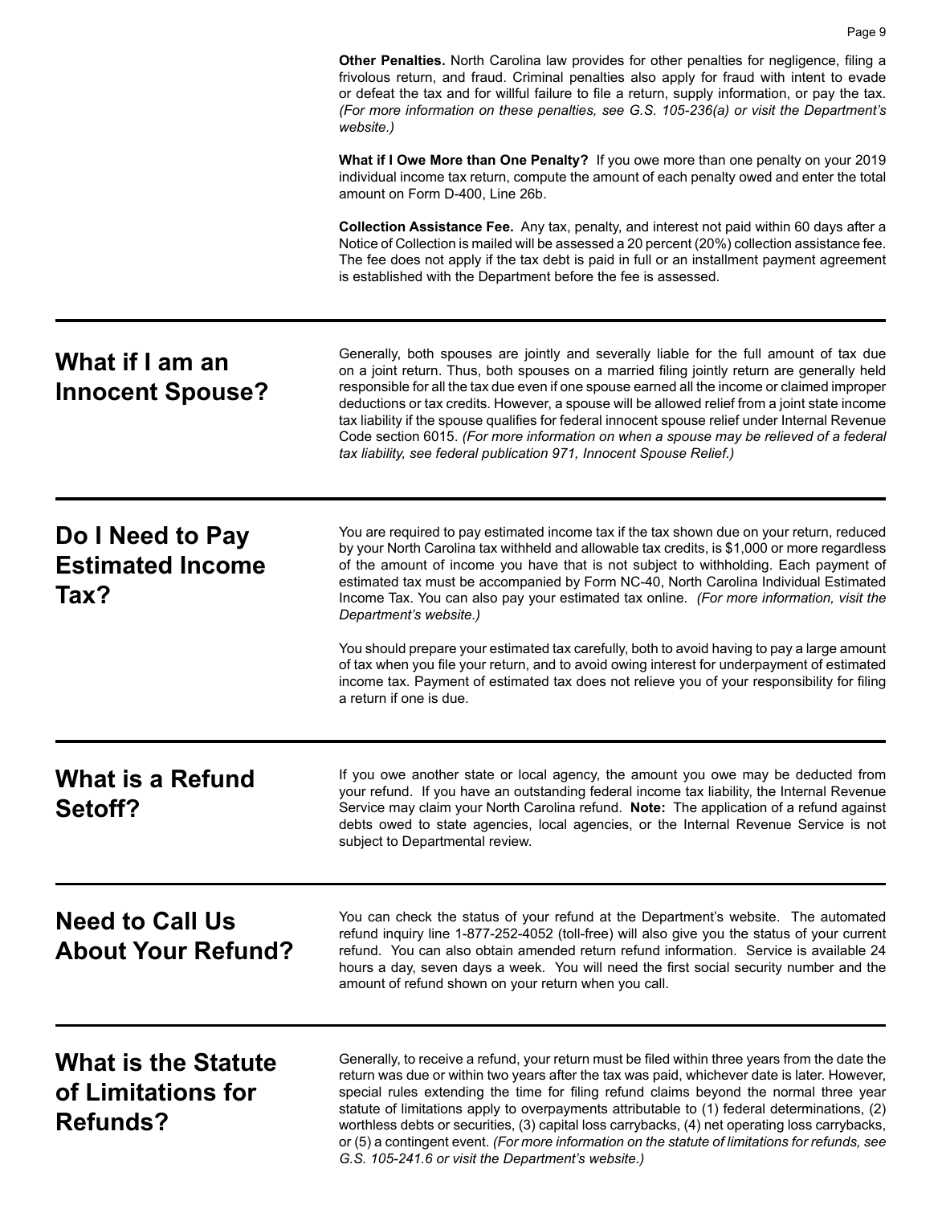**Other Penalties.** North Carolina law provides for other penalties for negligence, filing a frivolous return, and fraud. Criminal penalties also apply for fraud with intent to evade or defeat the tax and for willful failure to file a return, supply information, or pay the tax. *(For more information on these penalties, see G.S. 105-236(a) or visit the Department's website.)*

**What if I Owe More than One Penalty?** If you owe more than one penalty on your 2019 individual income tax return, compute the amount of each penalty owed and enter the total amount on Form D-400, Line 26b.

**Collection Assistance Fee.** Any tax, penalty, and interest not paid within 60 days after a Notice of Collection is mailed will be assessed a 20 percent (20%) collection assistance fee. The fee does not apply if the tax debt is paid in full or an installment payment agreement is established with the Department before the fee is assessed.

## What if I am an Innocent Spouse?

Generally, both spouses are jointly and severally liable for the full amount of tax due on a joint return. Thus, both spouses on a married filing jointly return are generally held responsible for all the tax due even if one spouse earned all the income or claimed improper deductions or tax credits. However, a spouse will be allowed relief from a joint state income tax liability if the spouse qualifies for federal innocent spouse relief under Internal Revenue Code section 6015. *(For more information on when a spouse may be relieved of a federal tax liability, see federal publication 971, Innocent Spouse Relief.)*

## Do I Need to Pay Estimated Income Tax?

You are required to pay estimated income tax if the tax shown due on your return, reduced by your North Carolina tax withheld and allowable tax credits, is $1,000 or more regardless of the amount of income you have that is not subject to withholding. Each payment of estimated tax must be accompanied by Form NC-40, North Carolina Individual Estimated Income Tax. You can also pay your estimated tax online. *(For more information, visit the Department's website.)*

You should prepare your estimated tax carefully, both to avoid having to pay a large amount of tax when you file your return, and to avoid owing interest for underpayment of estimated income tax. Payment of estimated tax does not relieve you of your responsibility for filing a return if one is due.

## What is a Refund Setoff?

If you owe another state or local agency, the amount you owe may be deducted from your refund. If you have an outstanding federal income tax liability, the Internal Revenue Service may claim your North Carolina refund. **Note:** The application of a refund against debts owed to state agencies, local agencies, or the Internal Revenue Service is not subject to Departmental review.

## Need to Call Us About Your Refund?

You can check the status of your refund at the Department's website. The automated refund inquiry line 1-877-252-4052 (toll-free) will also give you the status of your current refund. You can also obtain amended return refund information. Service is available 24 hours a day, seven days a week. You will need the first social security number and the amount of refund shown on your return when you call.

## What is the Statute of Limitations for Refunds?

Generally, to receive a refund, your return must be filed within three years from the date the return was due or within two years after the tax was paid, whichever date is later. However, special rules extending the time for filing refund claims beyond the normal three year statute of limitations apply to overpayments attributable to (1) federal determinations, (2) worthless debts or securities, (3) capital loss carrybacks, (4) net operating loss carrybacks, or (5) a contingent event. *(For more information on the statute of limitations for refunds, see G.S. 105-241.6 or visit the Department's website.)*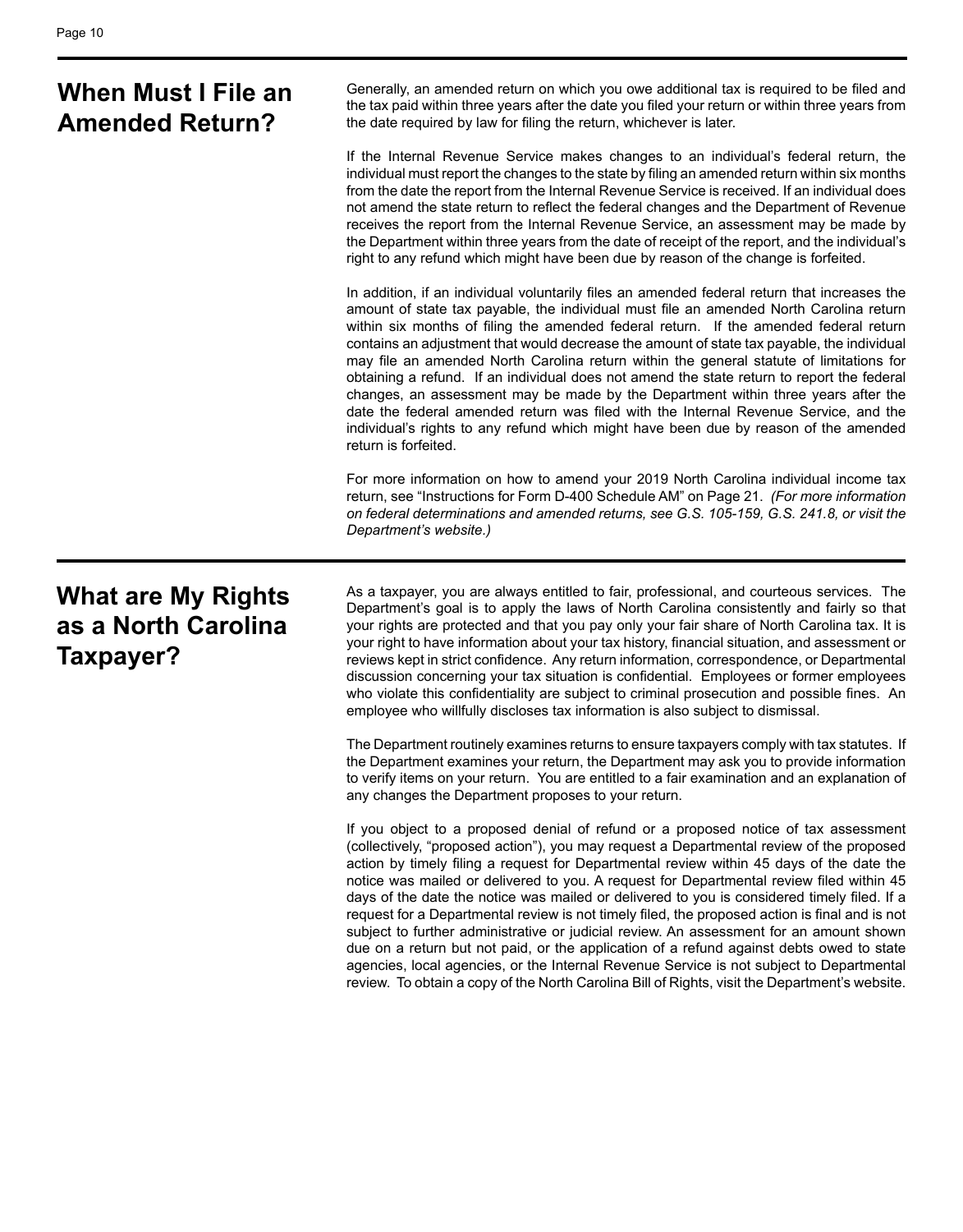## When Must I File an Amended Return?

Generally, an amended return on which you owe additional tax is required to be filed and the tax paid within three years after the date you filed your return or within three years from the date required by law for filing the return, whichever is later.

If the Internal Revenue Service makes changes to an individual's federal return, the individual must report the changes to the state by filing an amended return within six months from the date the report from the Internal Revenue Service is received. If an individual does not amend the state return to reflect the federal changes and the Department of Revenue receives the report from the Internal Revenue Service, an assessment may be made by the Department within three years from the date of receipt of the report, and the individual's right to any refund which might have been due by reason of the change is forfeited.

In addition, if an individual voluntarily files an amended federal return that increases the amount of state tax payable, the individual must file an amended North Carolina return within six months of filing the amended federal return. If the amended federal return contains an adjustment that would decrease the amount of state tax payable, the individual may file an amended North Carolina return within the general statute of limitations for obtaining a refund. If an individual does not amend the state return to report the federal changes, an assessment may be made by the Department within three years after the date the federal amended return was filed with the Internal Revenue Service, and the individual's rights to any refund which might have been due by reason of the amended return is forfeited.

For more information on how to amend your 2019 North Carolina individual income tax return, see "Instructions for Form D-400 Schedule AM" on Page 21. *(For more information on federal determinations and amended returns, see G.S. 105-159, G.S. 241.8, or visit the Department's website.)*

## What are My Rights as a North Carolina Taxpayer?

As a taxpayer, you are always entitled to fair, professional, and courteous services. The Department's goal is to apply the laws of North Carolina consistently and fairly so that your rights are protected and that you pay only your fair share of North Carolina tax. It is your right to have information about your tax history, financial situation, and assessment or reviews kept in strict confidence. Any return information, correspondence, or Departmental discussion concerning your tax situation is confidential. Employees or former employees who violate this confidentiality are subject to criminal prosecution and possible fines. An employee who willfully discloses tax information is also subject to dismissal.

The Department routinely examines returns to ensure taxpayers comply with tax statutes. If the Department examines your return, the Department may ask you to provide information to verify items on your return. You are entitled to a fair examination and an explanation of any changes the Department proposes to your return.

If you object to a proposed denial of refund or a proposed notice of tax assessment (collectively, "proposed action"), you may request a Departmental review of the proposed action by timely filing a request for Departmental review within 45 days of the date the notice was mailed or delivered to you. A request for Departmental review filed within 45 days of the date the notice was mailed or delivered to you is considered timely filed. If a request for a Departmental review is not timely filed, the proposed action is final and is not subject to further administrative or judicial review. An assessment for an amount shown due on a return but not paid, or the application of a refund against debts owed to state agencies, local agencies, or the Internal Revenue Service is not subject to Departmental review. To obtain a copy of the North Carolina Bill of Rights, visit the Department's website.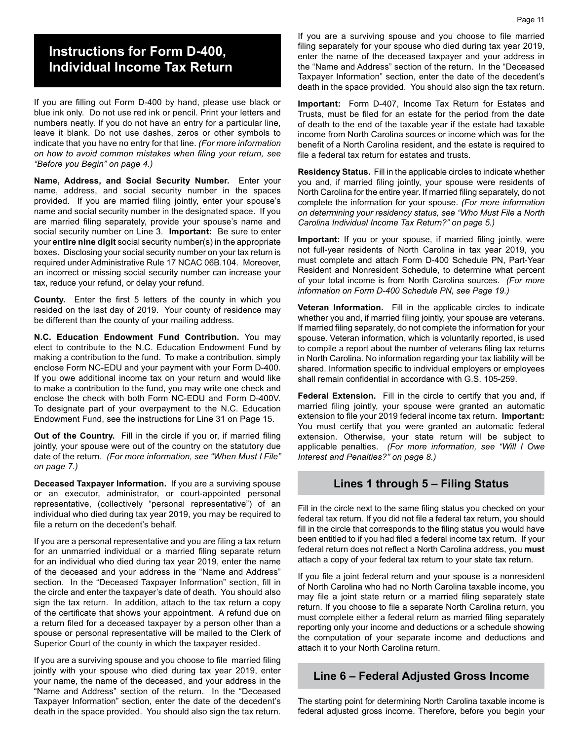# Instructions for Form D-400, Individual Income Tax Return

If you are filling out Form D-400 by hand, please use black or blue ink only. Do not use red ink or pencil. Print your letters and numbers neatly. If you do not have an entry for a particular line, leave it blank. Do not use dashes, zeros or other symbols to indicate that you have no entry for that line. *(For more information on how to avoid common mistakes when filing your return, see "Before you Begin" on page 4.)*

**Name, Address, and Social Security Number.** Enter your name, address, and social security number in the spaces provided. If you are married filing jointly, enter your spouse's name and social security number in the designated space. If you are married filing separately, provide your spouse's name and social security number on Line 3. **Important:** Be sure to enter your **entire nine digit** social security number(s) in the appropriate boxes. Disclosing your social security number on your tax return is required under Administrative Rule 17 NCAC 06B.104. Moreover, an incorrect or missing social security number can increase your tax, reduce your refund, or delay your refund.

**County.** Enter the first 5 letters of the county in which you resided on the last day of 2019. Your county of residence may be different than the county of your mailing address.

**N.C. Education Endowment Fund Contribution.** You may elect to contribute to the N.C. Education Endowment Fund by making a contribution to the fund. To make a contribution, simply enclose Form NC-EDU and your payment with your Form D-400. If you owe additional income tax on your return and would like to make a contribution to the fund, you may write one check and enclose the check with both Form NC-EDU and Form D-400V. To designate part of your overpayment to the N.C. Education Endowment Fund, see the instructions for Line 31 on Page 15.

**Out of the Country.** Fill in the circle if you or, if married filing jointly, your spouse were out of the country on the statutory due date of the return. *(For more information, see "When Must I File" on page 7.)*

**Deceased Taxpayer Information.** If you are a surviving spouse or an executor, administrator, or court-appointed personal representative, (collectively "personal representative") of an individual who died during tax year 2019, you may be required to file a return on the decedent's behalf.

If you are a personal representative and you are filing a tax return for an unmarried individual or a married filing separate return for an individual who died during tax year 2019, enter the name of the deceased and your address in the "Name and Address" section. In the "Deceased Taxpayer Information" section, fill in the circle and enter the taxpayer's date of death. You should also sign the tax return. In addition, attach to the tax return a copy of the certificate that shows your appointment. A refund due on a return filed for a deceased taxpayer by a person other than a spouse or personal representative will be mailed to the Clerk of Superior Court of the county in which the taxpayer resided.

If you are a surviving spouse and you choose to file married filing jointly with your spouse who died during tax year 2019, enter your name, the name of the deceased, and your address in the "Name and Address" section of the return. In the "Deceased Taxpayer Information" section, enter the date of the decedent's death in the space provided. You should also sign the tax return.

If you are a surviving spouse and you choose to file married filing separately for your spouse who died during tax year 2019, enter the name of the deceased taxpayer and your address in the "Name and Address" section of the return. In the "Deceased Taxpayer Information" section, enter the date of the decedent's death in the space provided. You should also sign the tax return.

**Important:** Form D-407, Income Tax Return for Estates and Trusts, must be filed for an estate for the period from the date of death to the end of the taxable year if the estate had taxable income from North Carolina sources or income which was for the benefit of a North Carolina resident, and the estate is required to file a federal tax return for estates and trusts.

**Residency Status.** Fill in the applicable circles to indicate whether you and, if married filing jointly, your spouse were residents of North Carolina for the entire year. If married filing separately, do not complete the information for your spouse. *(For more information on determining your residency status, see "Who Must File a North Carolina Individual Income Tax Return?" on page 5.)*

**Important:** If you or your spouse, if married filing jointly, were not full-year residents of North Carolina in tax year 2019, you must complete and attach Form D-400 Schedule PN, Part-Year Resident and Nonresident Schedule, to determine what percent of your total income is from North Carolina sources. *(For more information on Form D-400 Schedule PN, see Page 19.)*

**Veteran Information.** Fill in the applicable circles to indicate whether you and, if married filing jointly, your spouse are veterans. If married filing separately, do not complete the information for your spouse. Veteran information, which is voluntarily reported, is used to compile a report about the number of veterans filing tax returns in North Carolina. No information regarding your tax liability will be shared. Information specific to individual employers or employees shall remain confidential in accordance with G.S. 105-259.

**Federal Extension.** Fill in the circle to certify that you and, if married filing jointly, your spouse were granted an automatic extension to file your 2019 federal income tax return. **Important:** You must certify that you were granted an automatic federal extension. Otherwise, your state return will be subject to applicable penalties. *(For more information, see "Will I Owe Interest and Penalties?" on page 8.)*

## Lines 1 through 5 – Filing Status

Fill in the circle next to the same filing status you checked on your federal tax return. If you did not file a federal tax return, you should fill in the circle that corresponds to the filing status you would have been entitled to if you had filed a federal income tax return. If your federal return does not reflect a North Carolina address, you **must** attach a copy of your federal tax return to your state tax return.

If you file a joint federal return and your spouse is a nonresident of North Carolina who had no North Carolina taxable income, you may file a joint state return or a married filing separately state return. If you choose to file a separate North Carolina return, you must complete either a federal return as married filing separately reporting only your income and deductions or a schedule showing the computation of your separate income and deductions and attach it to your North Carolina return.

## Line 6 – Federal Adjusted Gross Income

The starting point for determining North Carolina taxable income is federal adjusted gross income. Therefore, before you begin your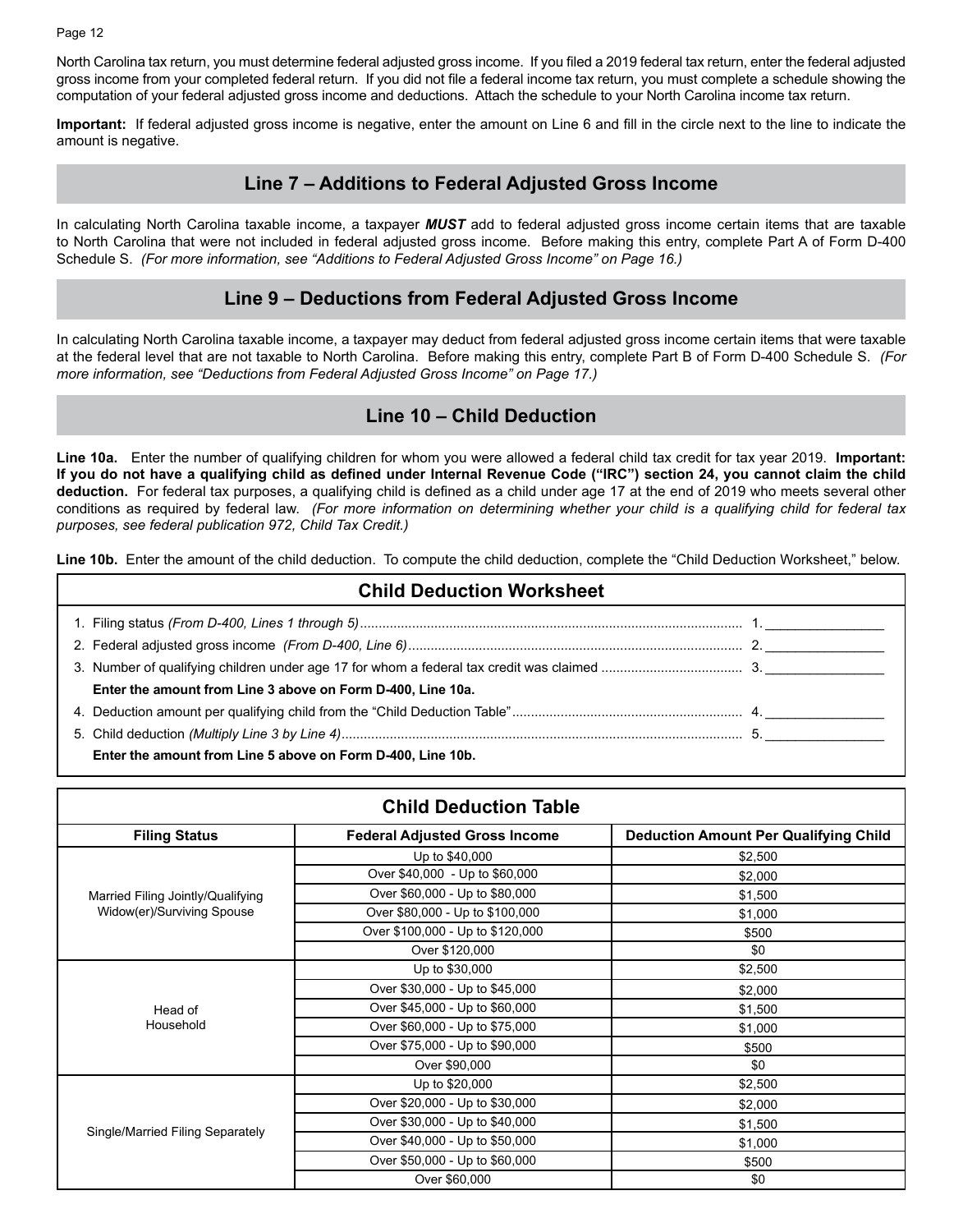North Carolina tax return, you must determine federal adjusted gross income. If you filed a 2019 federal tax return, enter the federal adjusted gross income from your completed federal return. If you did not file a federal income tax return, you must complete a schedule showing the computation of your federal adjusted gross income and deductions. Attach the schedule to your North Carolina income tax return.

**Important:** If federal adjusted gross income is negative, enter the amount on Line 6 and fill in the circle next to the line to indicate the amount is negative.

## Line 7 – Additions to Federal Adjusted Gross Income

In calculating North Carolina taxable income, a taxpayer ***MUST*** add to federal adjusted gross income certain items that are taxable to North Carolina that were not included in federal adjusted gross income. Before making this entry, complete Part A of Form D-400 Schedule S. *(For more information, see "Additions to Federal Adjusted Gross Income" on Page 16.)*

## Line 9 – Deductions from Federal Adjusted Gross Income

In calculating North Carolina taxable income, a taxpayer may deduct from federal adjusted gross income certain items that were taxable at the federal level that are not taxable to North Carolina. Before making this entry, complete Part B of Form D-400 Schedule S. *(For more information, see "Deductions from Federal Adjusted Gross Income" on Page 17.)*

## Line 10 – Child Deduction

**Line 10a.** Enter the number of qualifying children for whom you were allowed a federal child tax credit for tax year 2019. **Important: If you do not have a qualifying child as defined under Internal Revenue Code ("IRC") section 24, you cannot claim the child deduction.** For federal tax purposes, a qualifying child is defined as a child under age 17 at the end of 2019 who meets several other conditions as required by federal law. *(For more information on determining whether your child is a qualifying child for federal tax purposes, see federal publication 972, Child Tax Credit.)*

**Line 10b.** Enter the amount of the child deduction. To compute the child deduction, complete the "Child Deduction Worksheet," below.

### Child Deduction Worksheet

1. Filing status *(From D-400, Lines 1 through 5)* .......... 1. ________________
2. Federal adjusted gross income *(From D-400, Line 6)* .......... 2. ________________
3. Number of qualifying children under age 17 for whom a federal tax credit was claimed .......... 3. ________________

   **Enter the amount from Line 3 above on Form D-400, Line 10a.**

4. Deduction amount per qualifying child from the "Child Deduction Table" .......... 4. ________________
5. Child deduction *(Multiply Line 3 by Line 4)* .......... 5. ________________

   **Enter the amount from Line 5 above on Form D-400, Line 10b.**

### Child Deduction Table

| Filing Status | Federal Adjusted Gross Income | Deduction Amount Per Qualifying Child |
|---|---|---|
| Married Filing Jointly/Qualifying Widow(er)/Surviving Spouse | Up to $40,000 | $2,500 |
| | Over $40,000 - Up to $60,000 | $2,000 |
| | Over $60,000 - Up to $80,000 | $1,500 |
| | Over $80,000 - Up to $100,000 | $1,000 |
| | Over $100,000 - Up to $120,000 | $500 |
| | Over $120,000 | $0 |
| Head of Household | Up to $30,000 | $2,500 |
| | Over $30,000 - Up to $45,000 | $2,000 |
| | Over $45,000 - Up to $60,000 | $1,500 |
| | Over $60,000 - Up to $75,000 | $1,000 |
| | Over $75,000 - Up to $90,000 | $500 |
| | Over $90,000 | $0 |
| Single/Married Filing Separately | Up to $20,000 | $2,500 |
| | Over $20,000 - Up to $30,000 | $2,000 |
| | Over $30,000 - Up to $40,000 | $1,500 |
| | Over $40,000 - Up to $50,000 | $1,000 |
| | Over $50,000 - Up to $60,000 | $500 |
| | Over $60,000 | $0 |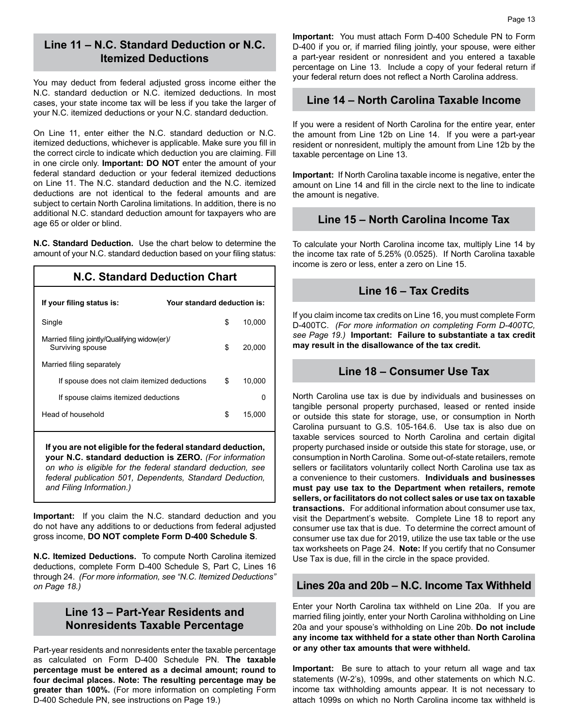## Line 11 – N.C. Standard Deduction or N.C. Itemized Deductions

You may deduct from federal adjusted gross income either the N.C. standard deduction or N.C. itemized deductions. In most cases, your state income tax will be less if you take the larger of your N.C. itemized deductions or your N.C. standard deduction.

On Line 11, enter either the N.C. standard deduction or N.C. itemized deductions, whichever is applicable. Make sure you fill in the correct circle to indicate which deduction you are claiming. Fill in one circle only. **Important: DO NOT** enter the amount of your federal standard deduction or your federal itemized deductions on Line 11. The N.C. standard deduction and the N.C. itemized deductions are not identical to the federal amounts and are subject to certain North Carolina limitations. In addition, there is no additional N.C. standard deduction amount for taxpayers who are age 65 or older or blind.

**N.C. Standard Deduction.** Use the chart below to determine the amount of your N.C. standard deduction based on your filing status:

### N.C. Standard Deduction Chart

| If your filing status is: | Your standard deduction is: |
|---|---|
| Single | $ 10,000 |
| Married filing jointly/Qualifying widow(er)/ Surviving spouse | $ 20,000 |
| Married filing separately | |
| If spouse does not claim itemized deductions | $ 10,000 |
| If spouse claims itemized deductions | 0 |
| Head of household | $ 15,000 |

**If you are not eligible for the federal standard deduction, your N.C. standard deduction is ZERO.** *(For information on who is eligible for the federal standard deduction, see federal publication 501, Dependents, Standard Deduction, and Filing Information.)*

**Important:** If you claim the N.C. standard deduction and you do not have any additions to or deductions from federal adjusted gross income, **DO NOT complete Form D-400 Schedule S**.

**N.C. Itemized Deductions.** To compute North Carolina itemized deductions, complete Form D-400 Schedule S, Part C, Lines 16 through 24. *(For more information, see "N.C. Itemized Deductions" on Page 18.)*

## Line 13 – Part-Year Residents and Nonresidents Taxable Percentage

Part-year residents and nonresidents enter the taxable percentage as calculated on Form D-400 Schedule PN. **The taxable percentage must be entered as a decimal amount; round to four decimal places. Note: The resulting percentage may be greater than 100%.** (For more information on completing Form D-400 Schedule PN, see instructions on Page 19.)

**Important:** You must attach Form D-400 Schedule PN to Form D-400 if you or, if married filing jointly, your spouse, were either a part-year resident or nonresident and you entered a taxable percentage on Line 13. Include a copy of your federal return if your federal return does not reflect a North Carolina address.

## Line 14 – North Carolina Taxable Income

If you were a resident of North Carolina for the entire year, enter the amount from Line 12b on Line 14. If you were a part-year resident or nonresident, multiply the amount from Line 12b by the taxable percentage on Line 13.

**Important:** If North Carolina taxable income is negative, enter the amount on Line 14 and fill in the circle next to the line to indicate the amount is negative.

## Line 15 – North Carolina Income Tax

To calculate your North Carolina income tax, multiply Line 14 by the income tax rate of 5.25% (0.0525). If North Carolina taxable income is zero or less, enter a zero on Line 15.

## Line 16 – Tax Credits

If you claim income tax credits on Line 16, you must complete Form D-400TC. *(For more information on completing Form D-400TC, see Page 19.)* **Important: Failure to substantiate a tax credit may result in the disallowance of the tax credit.**

## Line 18 – Consumer Use Tax

North Carolina use tax is due by individuals and businesses on tangible personal property purchased, leased or rented inside or outside this state for storage, use, or consumption in North Carolina pursuant to G.S. 105-164.6. Use tax is also due on taxable services sourced to North Carolina and certain digital property purchased inside or outside this state for storage, use, or consumption in North Carolina. Some out-of-state retailers, remote sellers or facilitators voluntarily collect North Carolina use tax as a convenience to their customers. **Individuals and businesses must pay use tax to the Department when retailers, remote sellers, or facilitators do not collect sales or use tax on taxable transactions.** For additional information about consumer use tax, visit the Department's website. Complete Line 18 to report any consumer use tax that is due. To determine the correct amount of consumer use tax due for 2019, utilize the use tax table or the use tax worksheets on Page 24. **Note:** If you certify that no Consumer Use Tax is due, fill in the circle in the space provided.

## Lines 20a and 20b – N.C. Income Tax Withheld

Enter your North Carolina tax withheld on Line 20a. If you are married filing jointly, enter your North Carolina withholding on Line 20a and your spouse's withholding on Line 20b. **Do not include any income tax withheld for a state other than North Carolina or any other tax amounts that were withheld.**

**Important:** Be sure to attach to your return all wage and tax statements (W-2's), 1099s, and other statements on which N.C. income tax withholding amounts appear. It is not necessary to attach 1099s on which no North Carolina income tax withheld is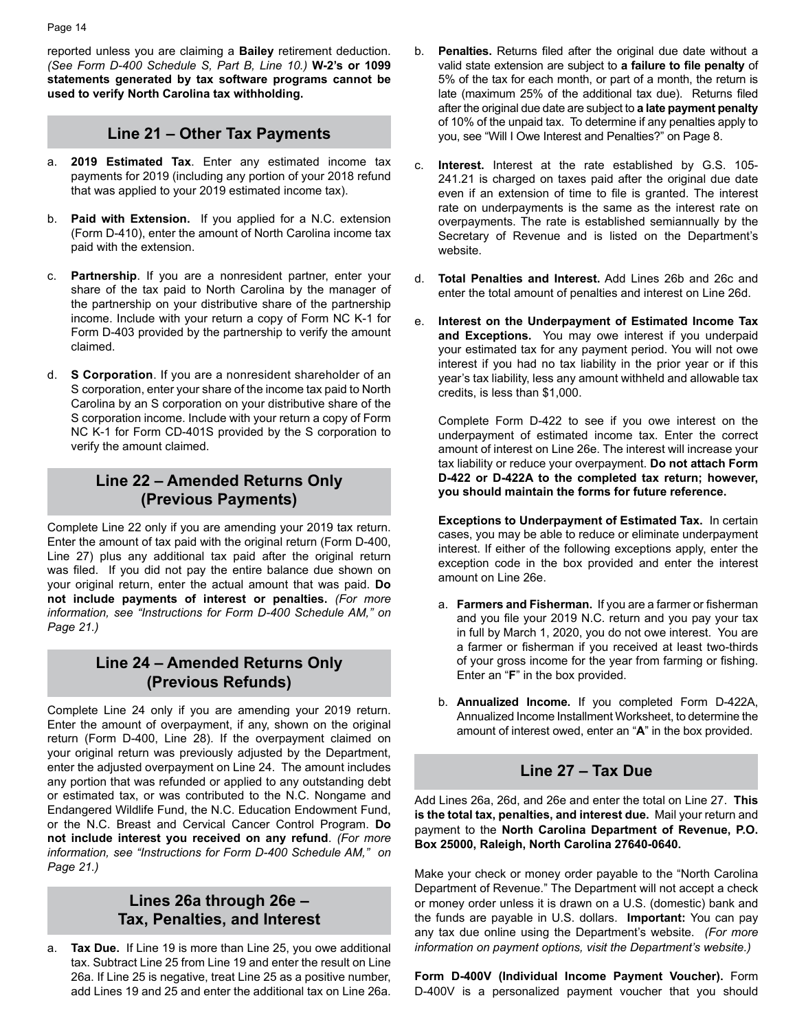reported unless you are claiming a **Bailey** retirement deduction. *(See Form D-400 Schedule S, Part B, Line 10.)* **W-2's or 1099 statements generated by tax software programs cannot be used to verify North Carolina tax withholding.**

## Line 21 – Other Tax Payments

a. **2019 Estimated Tax**. Enter any estimated income tax payments for 2019 (including any portion of your 2018 refund that was applied to your 2019 estimated income tax).

b. **Paid with Extension.** If you applied for a N.C. extension (Form D-410), enter the amount of North Carolina income tax paid with the extension.

c. **Partnership**. If you are a nonresident partner, enter your share of the tax paid to North Carolina by the manager of the partnership on your distributive share of the partnership income. Include with your return a copy of Form NC K-1 for Form D-403 provided by the partnership to verify the amount claimed.

d. **S Corporation**. If you are a nonresident shareholder of an S corporation, enter your share of the income tax paid to North Carolina by an S corporation on your distributive share of the S corporation income. Include with your return a copy of Form NC K-1 for Form CD-401S provided by the S corporation to verify the amount claimed.

## Line 22 – Amended Returns Only (Previous Payments)

Complete Line 22 only if you are amending your 2019 tax return. Enter the amount of tax paid with the original return (Form D-400, Line 27) plus any additional tax paid after the original return was filed. If you did not pay the entire balance due shown on your original return, enter the actual amount that was paid. **Do not include payments of interest or penalties.** *(For more information, see "Instructions for Form D-400 Schedule AM," on Page 21.)*

## Line 24 – Amended Returns Only (Previous Refunds)

Complete Line 24 only if you are amending your 2019 return. Enter the amount of overpayment, if any, shown on the original return (Form D-400, Line 28). If the overpayment claimed on your original return was previously adjusted by the Department, enter the adjusted overpayment on Line 24. The amount includes any portion that was refunded or applied to any outstanding debt or estimated tax, or was contributed to the N.C. Nongame and Endangered Wildlife Fund, the N.C. Education Endowment Fund, or the N.C. Breast and Cervical Cancer Control Program. **Do not include interest you received on any refund**. *(For more information, see "Instructions for Form D-400 Schedule AM," on Page 21.)*

## Lines 26a through 26e – Tax, Penalties, and Interest

a. **Tax Due.** If Line 19 is more than Line 25, you owe additional tax. Subtract Line 25 from Line 19 and enter the result on Line 26a. If Line 25 is negative, treat Line 25 as a positive number, add Lines 19 and 25 and enter the additional tax on Line 26a.

b. **Penalties.** Returns filed after the original due date without a valid state extension are subject to **a failure to file penalty** of 5% of the tax for each month, or part of a month, the return is late (maximum 25% of the additional tax due). Returns filed after the original due date are subject to **a late payment penalty** of 10% of the unpaid tax. To determine if any penalties apply to you, see "Will I Owe Interest and Penalties?" on Page 8.

c. **Interest.** Interest at the rate established by G.S. 105-241.21 is charged on taxes paid after the original due date even if an extension of time to file is granted. The interest rate on underpayments is the same as the interest rate on overpayments. The rate is established semiannually by the Secretary of Revenue and is listed on the Department's website.

d. **Total Penalties and Interest.** Add Lines 26b and 26c and enter the total amount of penalties and interest on Line 26d.

e. **Interest on the Underpayment of Estimated Income Tax and Exceptions.** You may owe interest if you underpaid your estimated tax for any payment period. You will not owe interest if you had no tax liability in the prior year or if this year's tax liability, less any amount withheld and allowable tax credits, is less than $1,000.

   Complete Form D-422 to see if you owe interest on the underpayment of estimated income tax. Enter the correct amount of interest on Line 26e. The interest will increase your tax liability or reduce your overpayment. **Do not attach Form D-422 or D-422A to the completed tax return; however, you should maintain the forms for future reference.**

   **Exceptions to Underpayment of Estimated Tax.** In certain cases, you may be able to reduce or eliminate underpayment interest. If either of the following exceptions apply, enter the exception code in the box provided and enter the interest amount on Line 26e.

   a. **Farmers and Fisherman.** If you are a farmer or fisherman and you file your 2019 N.C. return and you pay your tax in full by March 1, 2020, you do not owe interest. You are a farmer or fisherman if you received at least two-thirds of your gross income for the year from farming or fishing. Enter an "**F**" in the box provided.

   b. **Annualized Income.** If you completed Form D-422A, Annualized Income Installment Worksheet, to determine the amount of interest owed, enter an "**A**" in the box provided.

## Line 27 – Tax Due

Add Lines 26a, 26d, and 26e and enter the total on Line 27. **This is the total tax, penalties, and interest due.** Mail your return and payment to the **North Carolina Department of Revenue, P.O. Box 25000, Raleigh, North Carolina 27640-0640.**

Make your check or money order payable to the "North Carolina Department of Revenue." The Department will not accept a check or money order unless it is drawn on a U.S. (domestic) bank and the funds are payable in U.S. dollars. **Important:** You can pay any tax due online using the Department's website. *(For more information on payment options, visit the Department's website.)*

**Form D-400V (Individual Income Payment Voucher).** Form D-400V is a personalized payment voucher that you should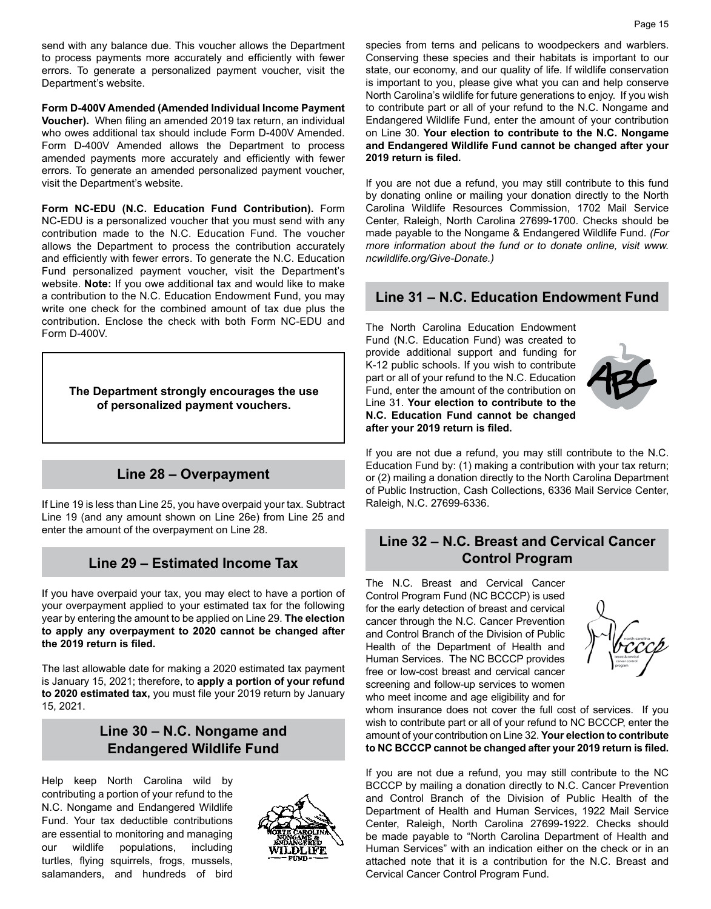send with any balance due. This voucher allows the Department to process payments more accurately and efficiently with fewer errors. To generate a personalized payment voucher, visit the Department's website.

**Form D-400V Amended (Amended Individual Income Payment Voucher).** When filing an amended 2019 tax return, an individual who owes additional tax should include Form D-400V Amended. Form D-400V Amended allows the Department to process amended payments more accurately and efficiently with fewer errors. To generate an amended personalized payment voucher, visit the Department's website.

**Form NC-EDU (N.C. Education Fund Contribution).** Form NC-EDU is a personalized voucher that you must send with any contribution made to the N.C. Education Fund. The voucher allows the Department to process the contribution accurately and efficiently with fewer errors. To generate the N.C. Education Fund personalized payment voucher, visit the Department's website. **Note:** If you owe additional tax and would like to make a contribution to the N.C. Education Endowment Fund, you may write one check for the combined amount of tax due plus the contribution. Enclose the check with both Form NC-EDU and Form D-400V.

**The Department strongly encourages the use of personalized payment vouchers.**

## Line 28 – Overpayment

If Line 19 is less than Line 25, you have overpaid your tax. Subtract Line 19 (and any amount shown on Line 26e) from Line 25 and enter the amount of the overpayment on Line 28.

## Line 29 – Estimated Income Tax

If you have overpaid your tax, you may elect to have a portion of your overpayment applied to your estimated tax for the following year by entering the amount to be applied on Line 29. **The election to apply any overpayment to 2020 cannot be changed after the 2019 return is filed.**

The last allowable date for making a 2020 estimated tax payment is January 15, 2021; therefore, to **apply a portion of your refund to 2020 estimated tax,** you must file your 2019 return by January 15, 2021.

## Line 30 – N.C. Nongame and Endangered Wildlife Fund

Help keep North Carolina wild by contributing a portion of your refund to the N.C. Nongame and Endangered Wildlife Fund. Your tax deductible contributions are essential to monitoring and managing our wildlife populations, including turtles, flying squirrels, frogs, mussels, salamanders, and hundreds of bird species from terns and pelicans to woodpeckers and warblers. Conserving these species and their habitats is important to our state, our economy, and our quality of life. If wildlife conservation is important to you, please give what you can and help conserve North Carolina's wildlife for future generations to enjoy. If you wish to contribute part or all of your refund to the N.C. Nongame and Endangered Wildlife Fund, enter the amount of your contribution on Line 30. **Your election to contribute to the N.C. Nongame and Endangered Wildlife Fund cannot be changed after your 2019 return is filed.**

If you are not due a refund, you may still contribute to this fund by donating online or mailing your donation directly to the North Carolina Wildlife Resources Commission, 1702 Mail Service Center, Raleigh, North Carolina 27699-1700. Checks should be made payable to the Nongame & Endangered Wildlife Fund. *(For more information about the fund or to donate online, visit www.ncwildlife.org/Give-Donate.)*

## Line 31 – N.C. Education Endowment Fund

The North Carolina Education Endowment Fund (N.C. Education Fund) was created to provide additional support and funding for K-12 public schools. If you wish to contribute part or all of your refund to the N.C. Education Fund, enter the amount of the contribution on Line 31. **Your election to contribute to the N.C. Education Fund cannot be changed after your 2019 return is filed.**

If you are not due a refund, you may still contribute to the N.C. Education Fund by: (1) making a contribution with your tax return; or (2) mailing a donation directly to the North Carolina Department of Public Instruction, Cash Collections, 6336 Mail Service Center, Raleigh, N.C. 27699-6336.

## Line 32 – N.C. Breast and Cervical Cancer Control Program

The N.C. Breast and Cervical Cancer Control Program Fund (NC BCCCP) is used for the early detection of breast and cervical cancer through the N.C. Cancer Prevention and Control Branch of the Division of Public Health of the Department of Health and Human Services. The NC BCCCP provides free or low-cost breast and cervical cancer screening and follow-up services to women who meet income and age eligibility and for whom insurance does not cover the full cost of services. If you wish to contribute part or all of your refund to NC BCCCP, enter the amount of your contribution on Line 32. **Your election to contribute to NC BCCCP cannot be changed after your 2019 return is filed.**

If you are not due a refund, you may still contribute to the NC BCCCP by mailing a donation directly to N.C. Cancer Prevention and Control Branch of the Division of Public Health of the Department of Health and Human Services, 1922 Mail Service Center, Raleigh, North Carolina 27699-1922. Checks should be made payable to "North Carolina Department of Health and Human Services" with an indication either on the check or in an attached note that it is a contribution for the N.C. Breast and Cervical Cancer Control Program Fund.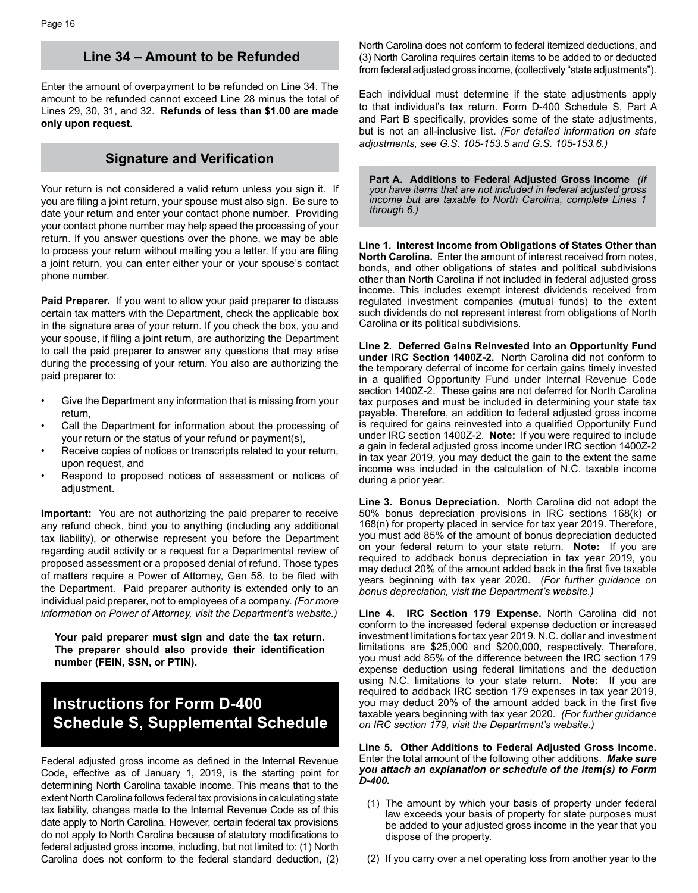## Line 34 – Amount to be Refunded

Enter the amount of overpayment to be refunded on Line 34. The amount to be refunded cannot exceed Line 28 minus the total of Lines 29, 30, 31, and 32. **Refunds of less than $1.00 are made only upon request.**

## Signature and Verification

Your return is not considered a valid return unless you sign it. If you are filing a joint return, your spouse must also sign. Be sure to date your return and enter your contact phone number. Providing your contact phone number may help speed the processing of your return. If you answer questions over the phone, we may be able to process your return without mailing you a letter. If you are filing a joint return, you can enter either your or your spouse's contact phone number.

**Paid Preparer.** If you want to allow your paid preparer to discuss certain tax matters with the Department, check the applicable box in the signature area of your return. If you check the box, you and your spouse, if filing a joint return, are authorizing the Department to call the paid preparer to answer any questions that may arise during the processing of your return. You also are authorizing the paid preparer to:

- Give the Department any information that is missing from your return,
- Call the Department for information about the processing of your return or the status of your refund or payment(s),
- Receive copies of notices or transcripts related to your return, upon request, and
- Respond to proposed notices of assessment or notices of adjustment.

**Important:** You are not authorizing the paid preparer to receive any refund check, bind you to anything (including any additional tax liability), or otherwise represent you before the Department regarding audit activity or a request for a Departmental review of proposed assessment or a proposed denial of refund. Those types of matters require a Power of Attorney, Gen 58, to be filed with the Department. Paid preparer authority is extended only to an individual paid preparer, not to employees of a company. *(For more information on Power of Attorney, visit the Department's website.)*

**Your paid preparer must sign and date the tax return. The preparer should also provide their identification number (FEIN, SSN, or PTIN).**

# Instructions for Form D-400 Schedule S, Supplemental Schedule

Federal adjusted gross income as defined in the Internal Revenue Code, effective as of January 1, 2019, is the starting point for determining North Carolina taxable income. This means that to the extent North Carolina follows federal tax provisions in calculating state tax liability, changes made to the Internal Revenue Code as of this date apply to North Carolina. However, certain federal tax provisions do not apply to North Carolina because of statutory modifications to federal adjusted gross income, including, but not limited to: (1) North Carolina does not conform to the federal standard deduction, (2) North Carolina does not conform to federal itemized deductions, and (3) North Carolina requires certain items to be added to or deducted from federal adjusted gross income, (collectively "state adjustments").

Each individual must determine if the state adjustments apply to that individual's tax return. Form D-400 Schedule S, Part A and Part B specifically, provides some of the state adjustments, but is not an all-inclusive list. *(For detailed information on state adjustments, see G.S. 105-153.5 and G.S. 105-153.6.)*

**Part A. Additions to Federal Adjusted Gross Income** *(If you have items that are not included in federal adjusted gross income but are taxable to North Carolina, complete Lines 1 through 6.)*

**Line 1. Interest Income from Obligations of States Other than North Carolina.** Enter the amount of interest received from notes, bonds, and other obligations of states and political subdivisions other than North Carolina if not included in federal adjusted gross income. This includes exempt interest dividends received from regulated investment companies (mutual funds) to the extent such dividends do not represent interest from obligations of North Carolina or its political subdivisions.

**Line 2. Deferred Gains Reinvested into an Opportunity Fund under IRC Section 1400Z-2.** North Carolina did not conform to the temporary deferral of income for certain gains timely invested in a qualified Opportunity Fund under Internal Revenue Code section 1400Z-2. These gains are not deferred for North Carolina tax purposes and must be included in determining your state tax payable. Therefore, an addition to federal adjusted gross income is required for gains reinvested into a qualified Opportunity Fund under IRC section 1400Z-2. **Note:** If you were required to include a gain in federal adjusted gross income under IRC section 1400Z-2 in tax year 2019, you may deduct the gain to the extent the same income was included in the calculation of N.C. taxable income during a prior year.

**Line 3. Bonus Depreciation.** North Carolina did not adopt the 50% bonus depreciation provisions in IRC sections 168(k) or 168(n) for property placed in service for tax year 2019. Therefore, you must add 85% of the amount of bonus depreciation deducted on your federal return to your state return. **Note:** If you are required to addback bonus depreciation in tax year 2019, you may deduct 20% of the amount added back in the first five taxable years beginning with tax year 2020. *(For further guidance on bonus depreciation, visit the Department's website.)*

**Line 4. IRC Section 179 Expense.** North Carolina did not conform to the increased federal expense deduction or increased investment limitations for tax year 2019. N.C. dollar and investment limitations are $25,000 and $200,000, respectively. Therefore, you must add 85% of the difference between the IRC section 179 expense deduction using federal limitations and the deduction using N.C. limitations to your state return. **Note:** If you are required to addback IRC section 179 expenses in tax year 2019, you may deduct 20% of the amount added back in the first five taxable years beginning with tax year 2020. *(For further guidance on IRC section 179, visit the Department's website.)*

**Line 5. Other Additions to Federal Adjusted Gross Income.** Enter the total amount of the following other additions. ***Make sure you attach an explanation or schedule of the item(s) to Form D-400.***

(1) The amount by which your basis of property under federal law exceeds your basis of property for state purposes must be added to your adjusted gross income in the year that you dispose of the property.

(2) If you carry over a net operating loss from another year to the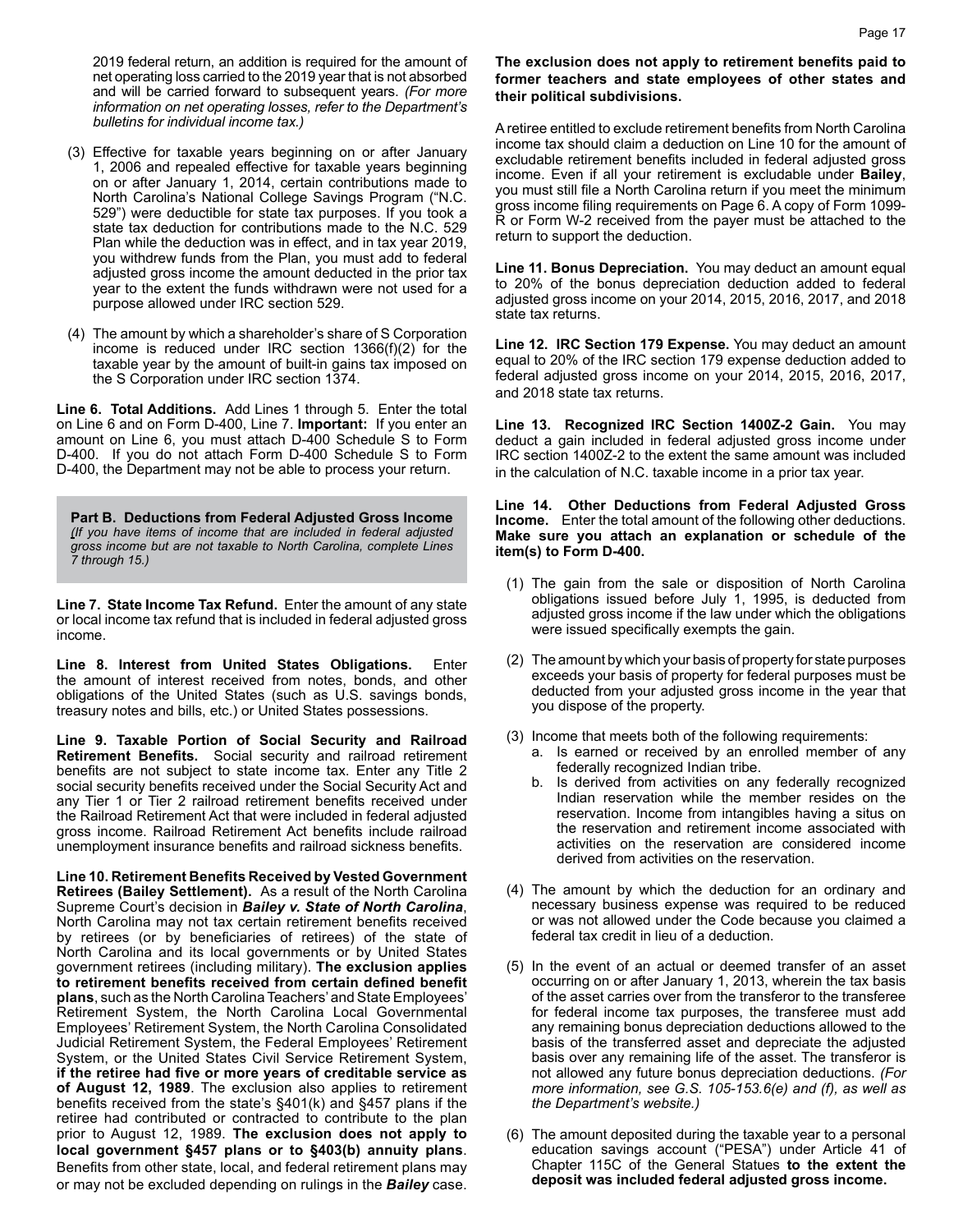2019 federal return, an addition is required for the amount of net operating loss carried to the 2019 year that is not absorbed and will be carried forward to subsequent years. *(For more information on net operating losses, refer to the Department's bulletins for individual income tax.)*

(3) Effective for taxable years beginning on or after January 1, 2006 and repealed effective for taxable years beginning on or after January 1, 2014, certain contributions made to North Carolina's National College Savings Program ("N.C. 529") were deductible for state tax purposes. If you took a state tax deduction for contributions made to the N.C. 529 Plan while the deduction was in effect, and in tax year 2019, you withdrew funds from the Plan, you must add to federal adjusted gross income the amount deducted in the prior tax year to the extent the funds withdrawn were not used for a purpose allowed under IRC section 529.

(4) The amount by which a shareholder's share of S Corporation income is reduced under IRC section 1366(f)(2) for the taxable year by the amount of built-in gains tax imposed on the S Corporation under IRC section 1374.

**Line 6. Total Additions.** Add Lines 1 through 5. Enter the total on Line 6 and on Form D-400, Line 7. **Important:** If you enter an amount on Line 6, you must attach D-400 Schedule S to Form D-400. If you do not attach Form D-400 Schedule S to Form D-400, the Department may not be able to process your return.

**Part B. Deductions from Federal Adjusted Gross Income**
*(If you have items of income that are included in federal adjusted gross income but are not taxable to North Carolina, complete Lines 7 through 15.)*

**Line 7. State Income Tax Refund.** Enter the amount of any state or local income tax refund that is included in federal adjusted gross income.

**Line 8. Interest from United States Obligations.** Enter the amount of interest received from notes, bonds, and other obligations of the United States (such as U.S. savings bonds, treasury notes and bills, etc.) or United States possessions.

**Line 9. Taxable Portion of Social Security and Railroad Retirement Benefits.** Social security and railroad retirement benefits are not subject to state income tax. Enter any Title 2 social security benefits received under the Social Security Act and any Tier 1 or Tier 2 railroad retirement benefits received under the Railroad Retirement Act that were included in federal adjusted gross income. Railroad Retirement Act benefits include railroad unemployment insurance benefits and railroad sickness benefits.

**Line 10. Retirement Benefits Received by Vested Government Retirees (Bailey Settlement).** As a result of the North Carolina Supreme Court's decision in ***Bailey v. State of North Carolina***, North Carolina may not tax certain retirement benefits received by retirees (or by beneficiaries of retirees) of the state of North Carolina and its local governments or by United States government retirees (including military). **The exclusion applies to retirement benefits received from certain defined benefit plans**, such as the North Carolina Teachers' and State Employees' Retirement System, the North Carolina Local Governmental Employees' Retirement System, the North Carolina Consolidated Judicial Retirement System, the Federal Employees' Retirement System, or the United States Civil Service Retirement System, **if the retiree had five or more years of creditable service as of August 12, 1989**. The exclusion also applies to retirement benefits received from the state's §401(k) and §457 plans if the retiree had contributed or contracted to contribute to the plan prior to August 12, 1989. **The exclusion does not apply to local government §457 plans or to §403(b) annuity plans**. Benefits from other state, local, and federal retirement plans may or may not be excluded depending on rulings in the ***Bailey*** case.

**The exclusion does not apply to retirement benefits paid to former teachers and state employees of other states and their political subdivisions.**

A retiree entitled to exclude retirement benefits from North Carolina income tax should claim a deduction on Line 10 for the amount of excludable retirement benefits included in federal adjusted gross income. Even if all your retirement is excludable under **Bailey**, you must still file a North Carolina return if you meet the minimum gross income filing requirements on Page 6. A copy of Form 1099-R or Form W-2 received from the payer must be attached to the return to support the deduction.

**Line 11. Bonus Depreciation.** You may deduct an amount equal to 20% of the bonus depreciation deduction added to federal adjusted gross income on your 2014, 2015, 2016, 2017, and 2018 state tax returns.

**Line 12. IRC Section 179 Expense.** You may deduct an amount equal to 20% of the IRC section 179 expense deduction added to federal adjusted gross income on your 2014, 2015, 2016, 2017, and 2018 state tax returns.

**Line 13. Recognized IRC Section 1400Z-2 Gain.** You may deduct a gain included in federal adjusted gross income under IRC section 1400Z-2 to the extent the same amount was included in the calculation of N.C. taxable income in a prior tax year.

**Line 14. Other Deductions from Federal Adjusted Gross Income.** Enter the total amount of the following other deductions. **Make sure you attach an explanation or schedule of the item(s) to Form D-400.**

(1) The gain from the sale or disposition of North Carolina obligations issued before July 1, 1995, is deducted from adjusted gross income if the law under which the obligations were issued specifically exempts the gain.

(2) The amount by which your basis of property for state purposes exceeds your basis of property for federal purposes must be deducted from your adjusted gross income in the year that you dispose of the property.

(3) Income that meets both of the following requirements:
   a. Is earned or received by an enrolled member of any federally recognized Indian tribe.
   b. Is derived from activities on any federally recognized Indian reservation while the member resides on the reservation. Income from intangibles having a situs on the reservation and retirement income associated with activities on the reservation are considered income derived from activities on the reservation.

(4) The amount by which the deduction for an ordinary and necessary business expense was required to be reduced or was not allowed under the Code because you claimed a federal tax credit in lieu of a deduction.

(5) In the event of an actual or deemed transfer of an asset occurring on or after January 1, 2013, wherein the tax basis of the asset carries over from the transferor to the transferee for federal income tax purposes, the transferee must add any remaining bonus depreciation deductions allowed to the basis of the transferred asset and depreciate the adjusted basis over any remaining life of the asset. The transferor is not allowed any future bonus depreciation deductions. *(For more information, see G.S. 105-153.6(e) and (f), as well as the Department's website.)*

(6) The amount deposited during the taxable year to a personal education savings account ("PESA") under Article 41 of Chapter 115C of the General Statues **to the extent the deposit was included federal adjusted gross income.**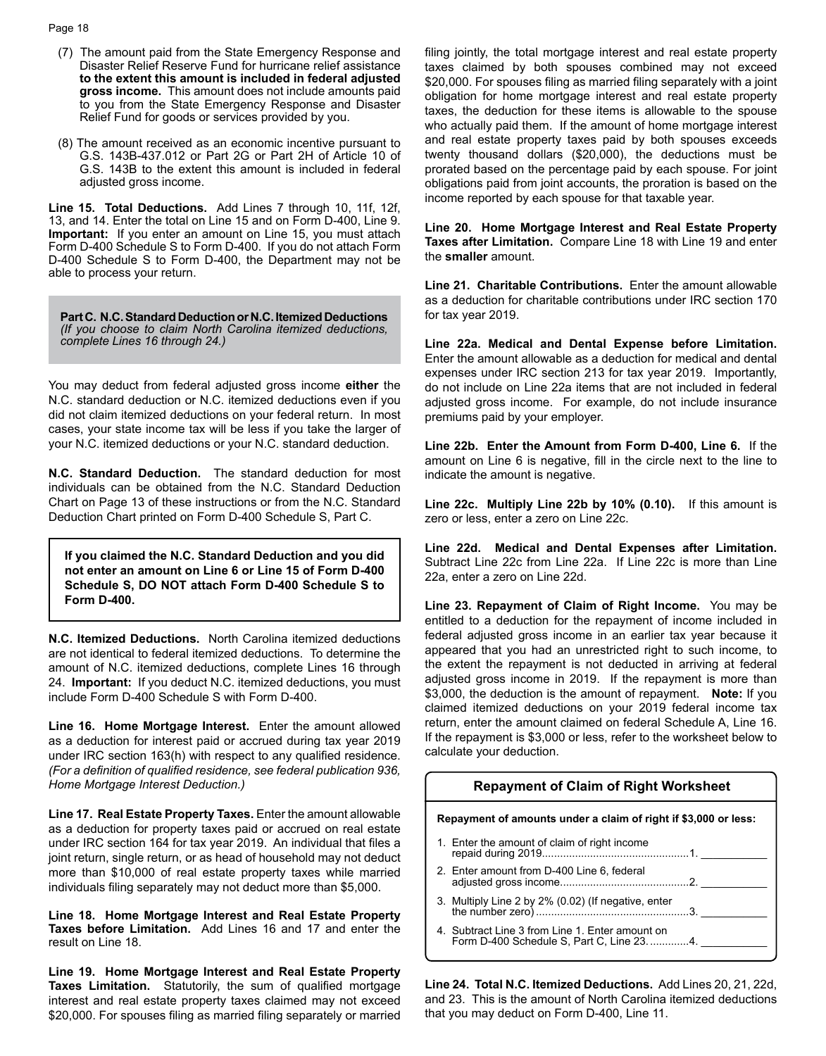(7) The amount paid from the State Emergency Response and Disaster Relief Reserve Fund for hurricane relief assistance **to the extent this amount is included in federal adjusted gross income.** This amount does not include amounts paid to you from the State Emergency Response and Disaster Relief Fund for goods or services provided by you.

(8) The amount received as an economic incentive pursuant to G.S. 143B-437.012 or Part 2G or Part 2H of Article 10 of G.S. 143B to the extent this amount is included in federal adjusted gross income.

**Line 15. Total Deductions.** Add Lines 7 through 10, 11f, 12f, 13, and 14. Enter the total on Line 15 and on Form D-400, Line 9. **Important:** If you enter an amount on Line 15, you must attach Form D-400 Schedule S to Form D-400. If you do not attach Form D-400 Schedule S to Form D-400, the Department may not be able to process your return.

**Part C. N.C. Standard Deduction or N.C. Itemized Deductions**
*(If you choose to claim North Carolina itemized deductions, complete Lines 16 through 24.)*

You may deduct from federal adjusted gross income **either** the N.C. standard deduction or N.C. itemized deductions even if you did not claim itemized deductions on your federal return. In most cases, your state income tax will be less if you take the larger of your N.C. itemized deductions or your N.C. standard deduction.

**N.C. Standard Deduction.** The standard deduction for most individuals can be obtained from the N.C. Standard Deduction Chart on Page 13 of these instructions or from the N.C. Standard Deduction Chart printed on Form D-400 Schedule S, Part C.

**If you claimed the N.C. Standard Deduction and you did not enter an amount on Line 6 or Line 15 of Form D-400 Schedule S, DO NOT attach Form D-400 Schedule S to Form D-400.**

**N.C. Itemized Deductions.** North Carolina itemized deductions are not identical to federal itemized deductions. To determine the amount of N.C. itemized deductions, complete Lines 16 through 24. **Important:** If you deduct N.C. itemized deductions, you must include Form D-400 Schedule S with Form D-400.

**Line 16. Home Mortgage Interest.** Enter the amount allowed as a deduction for interest paid or accrued during tax year 2019 under IRC section 163(h) with respect to any qualified residence. *(For a definition of qualified residence, see federal publication 936, Home Mortgage Interest Deduction.)*

**Line 17. Real Estate Property Taxes.** Enter the amount allowable as a deduction for property taxes paid or accrued on real estate under IRC section 164 for tax year 2019. An individual that files a joint return, single return, or as head of household may not deduct more than $10,000 of real estate property taxes while married individuals filing separately may not deduct more than $5,000.

**Line 18. Home Mortgage Interest and Real Estate Property Taxes before Limitation.** Add Lines 16 and 17 and enter the result on Line 18.

**Line 19. Home Mortgage Interest and Real Estate Property Taxes Limitation.** Statutorily, the sum of qualified mortgage interest and real estate property taxes claimed may not exceed $20,000. For spouses filing as married filing separately or married filing jointly, the total mortgage interest and real estate property taxes claimed by both spouses combined may not exceed $20,000. For spouses filing as married filing separately with a joint obligation for home mortgage interest and real estate property taxes, the deduction for these items is allowable to the spouse who actually paid them. If the amount of home mortgage interest and real estate property taxes paid by both spouses exceeds twenty thousand dollars ($20,000), the deductions must be prorated based on the percentage paid by each spouse. For joint obligations paid from joint accounts, the proration is based on the income reported by each spouse for that taxable year.

**Line 20. Home Mortgage Interest and Real Estate Property Taxes after Limitation.** Compare Line 18 with Line 19 and enter the **smaller** amount.

**Line 21. Charitable Contributions.** Enter the amount allowable as a deduction for charitable contributions under IRC section 170 for tax year 2019.

**Line 22a. Medical and Dental Expense before Limitation.** Enter the amount allowable as a deduction for medical and dental expenses under IRC section 213 for tax year 2019. Importantly, do not include on Line 22a items that are not included in federal adjusted gross income. For example, do not include insurance premiums paid by your employer.

**Line 22b. Enter the Amount from Form D-400, Line 6.** If the amount on Line 6 is negative, fill in the circle next to the line to indicate the amount is negative.

**Line 22c. Multiply Line 22b by 10% (0.10).** If this amount is zero or less, enter a zero on Line 22c.

**Line 22d. Medical and Dental Expenses after Limitation.** Subtract Line 22c from Line 22a. If Line 22c is more than Line 22a, enter a zero on Line 22d.

**Line 23. Repayment of Claim of Right Income.** You may be entitled to a deduction for the repayment of income included in federal adjusted gross income in an earlier tax year because it appeared that you had an unrestricted right to such income, to the extent the repayment is not deducted in arriving at federal adjusted gross income in 2019. If the repayment is more than $3,000, the deduction is the amount of repayment. **Note:** If you claimed itemized deductions on your 2019 federal income tax return, enter the amount claimed on federal Schedule A, Line 16. If the repayment is $3,000 or less, refer to the worksheet below to calculate your deduction.

### Repayment of Claim of Right Worksheet

**Repayment of amounts under a claim of right if $3,000 or less:**

1. Enter the amount of claim of right income repaid during 2019................................................1. ___________
2. Enter amount from D-400 Line 6, federal adjusted gross income..........................................2. ___________
3. Multiply Line 2 by 2% (0.02) (If negative, enter the number zero)..................................................3. ___________
4. Subtract Line 3 from Line 1. Enter amount on Form D-400 Schedule S, Part C, Line 23.............4. ___________

**Line 24. Total N.C. Itemized Deductions.** Add Lines 20, 21, 22d, and 23. This is the amount of North Carolina itemized deductions that you may deduct on Form D-400, Line 11.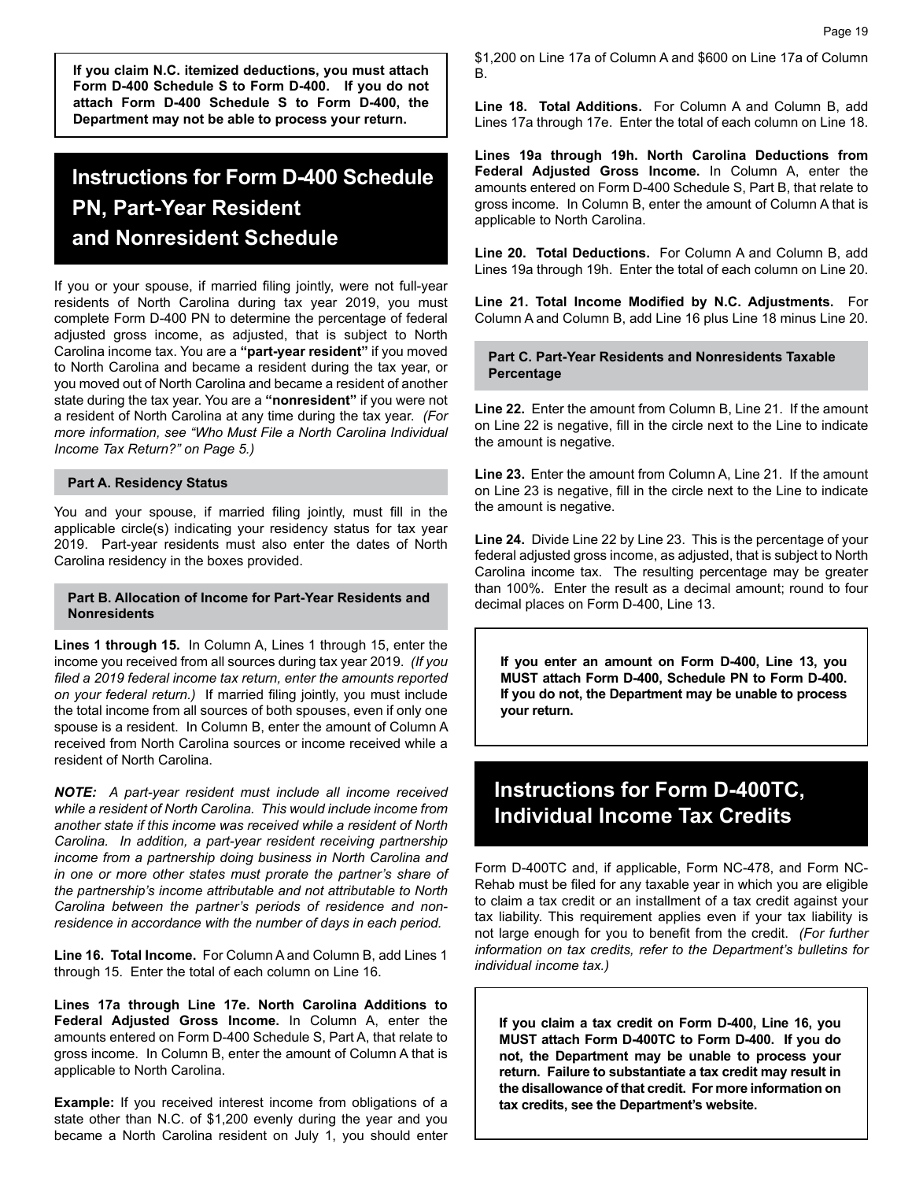**If you claim N.C. itemized deductions, you must attach Form D-400 Schedule S to Form D-400. If you do not attach Form D-400 Schedule S to Form D-400, the Department may not be able to process your return.**

# Instructions for Form D-400 Schedule PN, Part-Year Resident and Nonresident Schedule

If you or your spouse, if married filing jointly, were not full-year residents of North Carolina during tax year 2019, you must complete Form D-400 PN to determine the percentage of federal adjusted gross income, as adjusted, that is subject to North Carolina income tax. You are a **"part-year resident"** if you moved to North Carolina and became a resident during the tax year, or you moved out of North Carolina and became a resident of another state during the tax year. You are a **"nonresident"** if you were not a resident of North Carolina at any time during the tax year. *(For more information, see "Who Must File a North Carolina Individual Income Tax Return?" on Page 5.)*

### Part A. Residency Status

You and your spouse, if married filing jointly, must fill in the applicable circle(s) indicating your residency status for tax year 2019. Part-year residents must also enter the dates of North Carolina residency in the boxes provided.

### Part B. Allocation of Income for Part-Year Residents and Nonresidents

**Lines 1 through 15.** In Column A, Lines 1 through 15, enter the income you received from all sources during tax year 2019. *(If you filed a 2019 federal income tax return, enter the amounts reported on your federal return.)* If married filing jointly, you must include the total income from all sources of both spouses, even if only one spouse is a resident. In Column B, enter the amount of Column A received from North Carolina sources or income received while a resident of North Carolina.

***NOTE:*** *A part-year resident must include all income received while a resident of North Carolina. This would include income from another state if this income was received while a resident of North Carolina. In addition, a part-year resident receiving partnership income from a partnership doing business in North Carolina and in one or more other states must prorate the partner's share of the partnership's income attributable and not attributable to North Carolina between the partner's periods of residence and non-residence in accordance with the number of days in each period.*

**Line 16. Total Income.** For Column A and Column B, add Lines 1 through 15. Enter the total of each column on Line 16.

**Lines 17a through Line 17e. North Carolina Additions to Federal Adjusted Gross Income.** In Column A, enter the amounts entered on Form D-400 Schedule S, Part A, that relate to gross income. In Column B, enter the amount of Column A that is applicable to North Carolina.

**Example:** If you received interest income from obligations of a state other than N.C. of $1,200 evenly during the year and you became a North Carolina resident on July 1, you should enter $1,200 on Line 17a of Column A and $600 on Line 17a of Column B.

**Line 18. Total Additions.** For Column A and Column B, add Lines 17a through 17e. Enter the total of each column on Line 18.

**Lines 19a through 19h. North Carolina Deductions from Federal Adjusted Gross Income.** In Column A, enter the amounts entered on Form D-400 Schedule S, Part B, that relate to gross income. In Column B, enter the amount of Column A that is applicable to North Carolina.

**Line 20. Total Deductions.** For Column A and Column B, add Lines 19a through 19h. Enter the total of each column on Line 20.

**Line 21. Total Income Modified by N.C. Adjustments.** For Column A and Column B, add Line 16 plus Line 18 minus Line 20.

### Part C. Part-Year Residents and Nonresidents Taxable Percentage

**Line 22.** Enter the amount from Column B, Line 21. If the amount on Line 22 is negative, fill in the circle next to the Line to indicate the amount is negative.

**Line 23.** Enter the amount from Column A, Line 21. If the amount on Line 23 is negative, fill in the circle next to the Line to indicate the amount is negative.

**Line 24.** Divide Line 22 by Line 23. This is the percentage of your federal adjusted gross income, as adjusted, that is subject to North Carolina income tax. The resulting percentage may be greater than 100%. Enter the result as a decimal amount; round to four decimal places on Form D-400, Line 13.

**If you enter an amount on Form D-400, Line 13, you MUST attach Form D-400, Schedule PN to Form D-400. If you do not, the Department may be unable to process your return.**

# Instructions for Form D-400TC, Individual Income Tax Credits

Form D-400TC and, if applicable, Form NC-478, and Form NC-Rehab must be filed for any taxable year in which you are eligible to claim a tax credit or an installment of a tax credit against your tax liability. This requirement applies even if your tax liability is not large enough for you to benefit from the credit. *(For further information on tax credits, refer to the Department's bulletins for individual income tax.)*

**If you claim a tax credit on Form D-400, Line 16, you MUST attach Form D-400TC to Form D-400. If you do not, the Department may be unable to process your return. Failure to substantiate a tax credit may result in the disallowance of that credit. For more information on tax credits, see the Department's website.**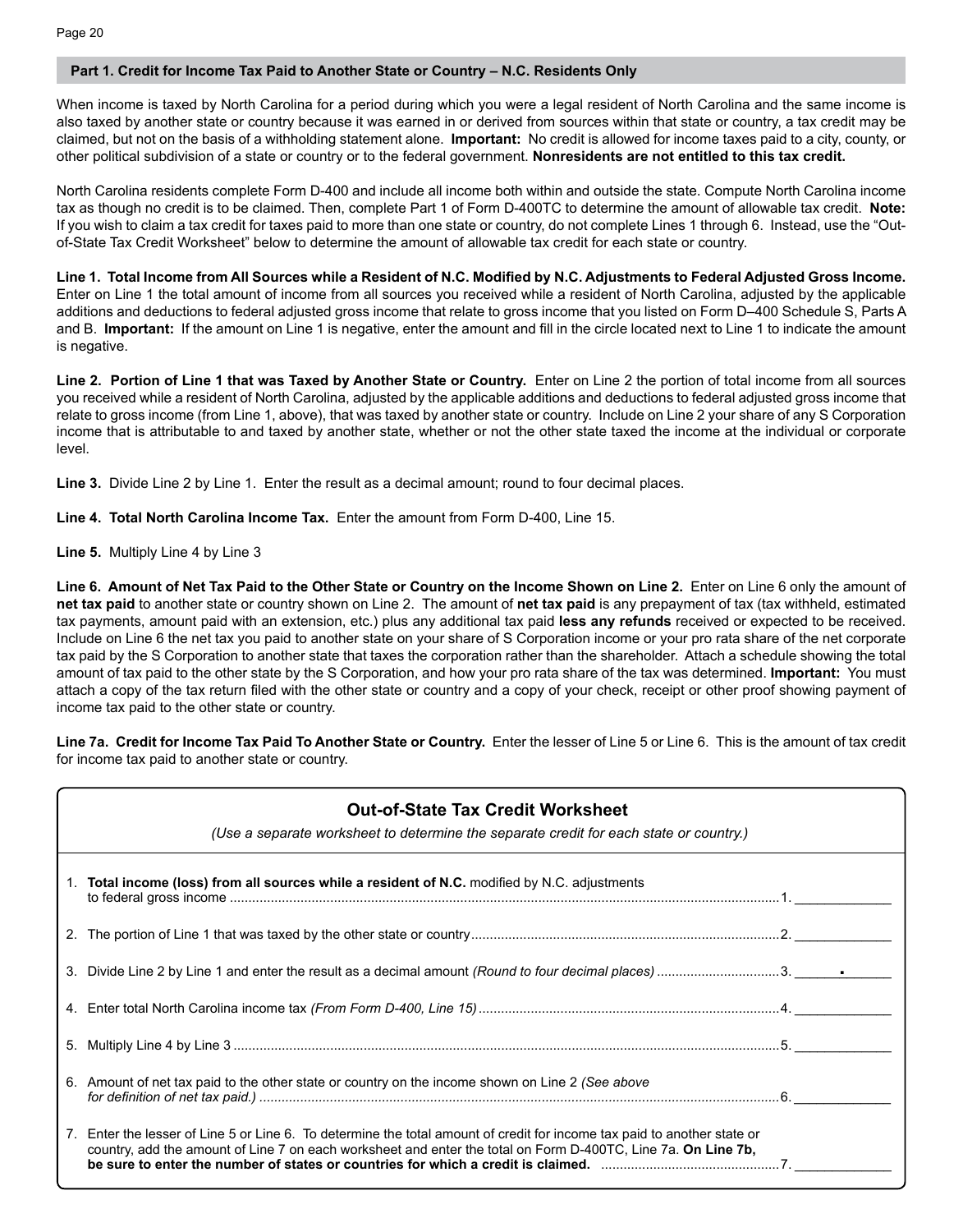## Part 1. Credit for Income Tax Paid to Another State or Country – N.C. Residents Only

When income is taxed by North Carolina for a period during which you were a legal resident of North Carolina and the same income is also taxed by another state or country because it was earned in or derived from sources within that state or country, a tax credit may be claimed, but not on the basis of a withholding statement alone. **Important:** No credit is allowed for income taxes paid to a city, county, or other political subdivision of a state or country or to the federal government. **Nonresidents are not entitled to this tax credit.**

North Carolina residents complete Form D-400 and include all income both within and outside the state. Compute North Carolina income tax as though no credit is to be claimed. Then, complete Part 1 of Form D-400TC to determine the amount of allowable tax credit. **Note:** If you wish to claim a tax credit for taxes paid to more than one state or country, do not complete Lines 1 through 6. Instead, use the "Out-of-State Tax Credit Worksheet" below to determine the amount of allowable tax credit for each state or country.

**Line 1. Total Income from All Sources while a Resident of N.C. Modified by N.C. Adjustments to Federal Adjusted Gross Income.** Enter on Line 1 the total amount of income from all sources you received while a resident of North Carolina, adjusted by the applicable additions and deductions to federal adjusted gross income that relate to gross income that you listed on Form D–400 Schedule S, Parts A and B. **Important:** If the amount on Line 1 is negative, enter the amount and fill in the circle located next to Line 1 to indicate the amount is negative.

**Line 2. Portion of Line 1 that was Taxed by Another State or Country.** Enter on Line 2 the portion of total income from all sources you received while a resident of North Carolina, adjusted by the applicable additions and deductions to federal adjusted gross income that relate to gross income (from Line 1, above), that was taxed by another state or country. Include on Line 2 your share of any S Corporation income that is attributable to and taxed by another state, whether or not the other state taxed the income at the individual or corporate level.

**Line 3.** Divide Line 2 by Line 1. Enter the result as a decimal amount; round to four decimal places.

**Line 4. Total North Carolina Income Tax.** Enter the amount from Form D-400, Line 15.

**Line 5.** Multiply Line 4 by Line 3

**Line 6. Amount of Net Tax Paid to the Other State or Country on the Income Shown on Line 2.** Enter on Line 6 only the amount of **net tax paid** to another state or country shown on Line 2. The amount of **net tax paid** is any prepayment of tax (tax withheld, estimated tax payments, amount paid with an extension, etc.) plus any additional tax paid **less any refunds** received or expected to be received. Include on Line 6 the net tax you paid to another state on your share of S Corporation income or your pro rata share of the net corporate tax paid by the S Corporation to another state that taxes the corporation rather than the shareholder. Attach a schedule showing the total amount of tax paid to the other state by the S Corporation, and how your pro rata share of the tax was determined. **Important:** You must attach a copy of the tax return filed with the other state or country and a copy of your check, receipt or other proof showing payment of income tax paid to the other state or country.

**Line 7a. Credit for Income Tax Paid To Another State or Country.** Enter the lesser of Line 5 or Line 6. This is the amount of tax credit for income tax paid to another state or country.

### Out-of-State Tax Credit Worksheet

*(Use a separate worksheet to determine the separate credit for each state or country.)*

1. **Total income (loss) from all sources while a resident of N.C.** modified by N.C. adjustments to federal gross income .......... 1. ______
2. The portion of Line 1 that was taxed by the other state or country .......... 2. ______
3. Divide Line 2 by Line 1 and enter the result as a decimal amount *(Round to four decimal places)* .......... 3. ___.___
4. Enter total North Carolina income tax *(From Form D-400, Line 15)* .......... 4. ______
5. Multiply Line 4 by Line 3 .......... 5. ______
6. Amount of net tax paid to the other state or country on the income shown on Line 2 *(See above for definition of net tax paid.)* .......... 6. ______
7. Enter the lesser of Line 5 or Line 6. To determine the total amount of credit for income tax paid to another state or country, add the amount of Line 7 on each worksheet and enter the total on Form D-400TC, Line 7a. **On Line 7b, be sure to enter the number of states or countries for which a credit is claimed.** .......... 7. ______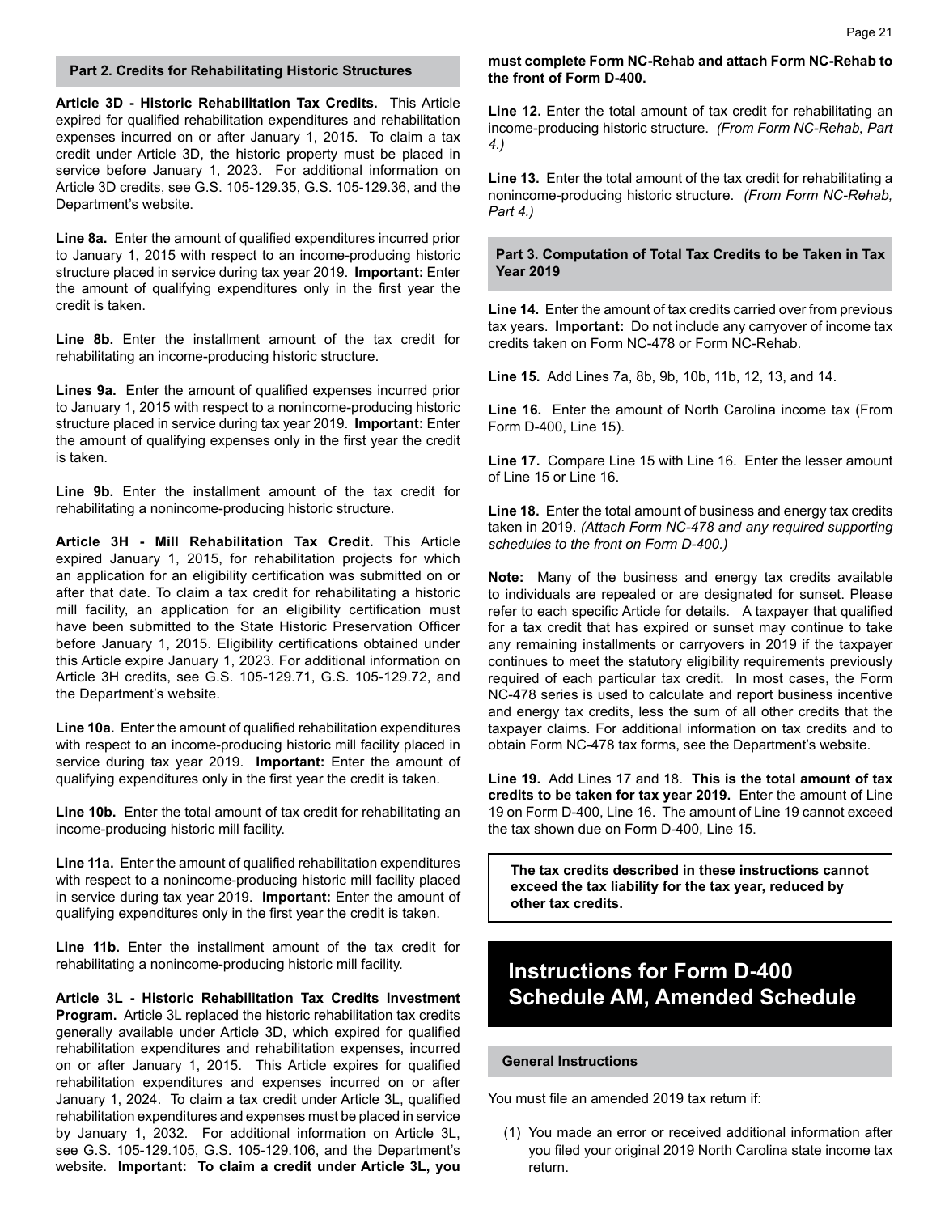## Part 2. Credits for Rehabilitating Historic Structures

**Article 3D - Historic Rehabilitation Tax Credits.** This Article expired for qualified rehabilitation expenditures and rehabilitation expenses incurred on or after January 1, 2015. To claim a tax credit under Article 3D, the historic property must be placed in service before January 1, 2023. For additional information on Article 3D credits, see G.S. 105-129.35, G.S. 105-129.36, and the Department's website.

**Line 8a.** Enter the amount of qualified expenditures incurred prior to January 1, 2015 with respect to an income-producing historic structure placed in service during tax year 2019. **Important:** Enter the amount of qualifying expenditures only in the first year the credit is taken.

**Line 8b.** Enter the installment amount of the tax credit for rehabilitating an income-producing historic structure.

**Lines 9a.** Enter the amount of qualified expenses incurred prior to January 1, 2015 with respect to a nonincome-producing historic structure placed in service during tax year 2019. **Important:** Enter the amount of qualifying expenses only in the first year the credit is taken.

**Line 9b.** Enter the installment amount of the tax credit for rehabilitating a nonincome-producing historic structure.

**Article 3H - Mill Rehabilitation Tax Credit.** This Article expired January 1, 2015, for rehabilitation projects for which an application for an eligibility certification was submitted on or after that date. To claim a tax credit for rehabilitating a historic mill facility, an application for an eligibility certification must have been submitted to the State Historic Preservation Officer before January 1, 2015. Eligibility certifications obtained under this Article expire January 1, 2023. For additional information on Article 3H credits, see G.S. 105-129.71, G.S. 105-129.72, and the Department's website.

**Line 10a.** Enter the amount of qualified rehabilitation expenditures with respect to an income-producing historic mill facility placed in service during tax year 2019. **Important:** Enter the amount of qualifying expenditures only in the first year the credit is taken.

**Line 10b.** Enter the total amount of tax credit for rehabilitating an income-producing historic mill facility.

**Line 11a.** Enter the amount of qualified rehabilitation expenditures with respect to a nonincome-producing historic mill facility placed in service during tax year 2019. **Important:** Enter the amount of qualifying expenditures only in the first year the credit is taken.

**Line 11b.** Enter the installment amount of the tax credit for rehabilitating a nonincome-producing historic mill facility.

**Article 3L - Historic Rehabilitation Tax Credits Investment Program.** Article 3L replaced the historic rehabilitation tax credits generally available under Article 3D, which expired for qualified rehabilitation expenditures and rehabilitation expenses, incurred on or after January 1, 2015. This Article expires for qualified rehabilitation expenditures and expenses incurred on or after January 1, 2024. To claim a tax credit under Article 3L, qualified rehabilitation expenditures and expenses must be placed in service by January 1, 2032. For additional information on Article 3L, see G.S. 105-129.105, G.S. 105-129.106, and the Department's website. **Important: To claim a credit under Article 3L, you must complete Form NC-Rehab and attach Form NC-Rehab to the front of Form D-400.**

**Line 12.** Enter the total amount of tax credit for rehabilitating an income-producing historic structure. *(From Form NC-Rehab, Part 4.)*

**Line 13.** Enter the total amount of the tax credit for rehabilitating a nonincome-producing historic structure. *(From Form NC-Rehab, Part 4.)*

## Part 3. Computation of Total Tax Credits to be Taken in Tax Year 2019

**Line 14.** Enter the amount of tax credits carried over from previous tax years. **Important:** Do not include any carryover of income tax credits taken on Form NC-478 or Form NC-Rehab.

**Line 15.** Add Lines 7a, 8b, 9b, 10b, 11b, 12, 13, and 14.

**Line 16.** Enter the amount of North Carolina income tax (From Form D-400, Line 15).

**Line 17.** Compare Line 15 with Line 16. Enter the lesser amount of Line 15 or Line 16.

**Line 18.** Enter the total amount of business and energy tax credits taken in 2019. *(Attach Form NC-478 and any required supporting schedules to the front on Form D-400.)*

**Note:** Many of the business and energy tax credits available to individuals are repealed or are designated for sunset. Please refer to each specific Article for details. A taxpayer that qualified for a tax credit that has expired or sunset may continue to take any remaining installments or carryovers in 2019 if the taxpayer continues to meet the statutory eligibility requirements previously required of each particular tax credit. In most cases, the Form NC-478 series is used to calculate and report business incentive and energy tax credits, less the sum of all other credits that the taxpayer claims. For additional information on tax credits and to obtain Form NC-478 tax forms, see the Department's website.

**Line 19.** Add Lines 17 and 18. **This is the total amount of tax credits to be taken for tax year 2019.** Enter the amount of Line 19 on Form D-400, Line 16. The amount of Line 19 cannot exceed the tax shown due on Form D-400, Line 15.

**The tax credits described in these instructions cannot exceed the tax liability for the tax year, reduced by other tax credits.**

# Instructions for Form D-400 Schedule AM, Amended Schedule

## General Instructions

You must file an amended 2019 tax return if:

(1) You made an error or received additional information after you filed your original 2019 North Carolina state income tax return.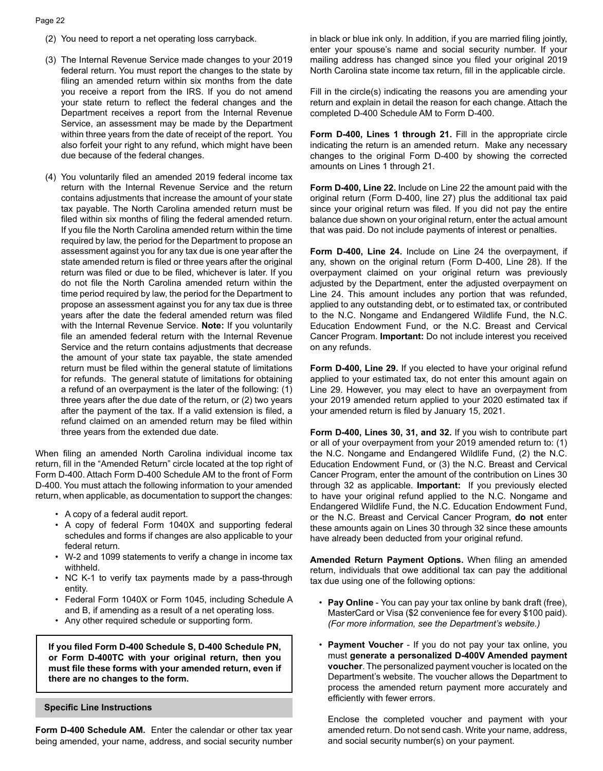(2) You need to report a net operating loss carryback.

(3) The Internal Revenue Service made changes to your 2019 federal return. You must report the changes to the state by filing an amended return within six months from the date you receive a report from the IRS. If you do not amend your state return to reflect the federal changes and the Department receives a report from the Internal Revenue Service, an assessment may be made by the Department within three years from the date of receipt of the report. You also forfeit your right to any refund, which might have been due because of the federal changes.

(4) You voluntarily filed an amended 2019 federal income tax return with the Internal Revenue Service and the return contains adjustments that increase the amount of your state tax payable. The North Carolina amended return must be filed within six months of filing the federal amended return. If you file the North Carolina amended return within the time required by law, the period for the Department to propose an assessment against you for any tax due is one year after the state amended return is filed or three years after the original return was filed or due to be filed, whichever is later. If you do not file the North Carolina amended return within the time period required by law, the period for the Department to propose an assessment against you for any tax due is three years after the date the federal amended return was filed with the Internal Revenue Service. **Note:** If you voluntarily file an amended federal return with the Internal Revenue Service and the return contains adjustments that decrease the amount of your state tax payable, the state amended return must be filed within the general statute of limitations for refunds. The general statute of limitations for obtaining a refund of an overpayment is the later of the following: (1) three years after the due date of the return, or (2) two years after the payment of the tax. If a valid extension is filed, a refund claimed on an amended return may be filed within three years from the extended due date.

When filing an amended North Carolina individual income tax return, fill in the "Amended Return" circle located at the top right of Form D-400. Attach Form D-400 Schedule AM to the front of Form D-400. You must attach the following information to your amended return, when applicable, as documentation to support the changes:

- A copy of a federal audit report.
- A copy of federal Form 1040X and supporting federal schedules and forms if changes are also applicable to your federal return.
- W-2 and 1099 statements to verify a change in income tax withheld.
- NC K-1 to verify tax payments made by a pass-through entity.
- Federal Form 1040X or Form 1045, including Schedule A and B, if amending as a result of a net operating loss.
- Any other required schedule or supporting form.

**If you filed Form D-400 Schedule S, D-400 Schedule PN, or Form D-400TC with your original return, then you must file these forms with your amended return, even if there are no changes to the form.**

### Specific Line Instructions

**Form D-400 Schedule AM.** Enter the calendar or other tax year being amended, your name, address, and social security number in black or blue ink only. In addition, if you are married filing jointly, enter your spouse's name and social security number. If your mailing address has changed since you filed your original 2019 North Carolina state income tax return, fill in the applicable circle.

Fill in the circle(s) indicating the reasons you are amending your return and explain in detail the reason for each change. Attach the completed D-400 Schedule AM to Form D-400.

**Form D-400, Lines 1 through 21.** Fill in the appropriate circle indicating the return is an amended return. Make any necessary changes to the original Form D-400 by showing the corrected amounts on Lines 1 through 21.

**Form D-400, Line 22.** Include on Line 22 the amount paid with the original return (Form D-400, line 27) plus the additional tax paid since your original return was filed. If you did not pay the entire balance due shown on your original return, enter the actual amount that was paid. Do not include payments of interest or penalties.

**Form D-400, Line 24.** Include on Line 24 the overpayment, if any, shown on the original return (Form D-400, Line 28). If the overpayment claimed on your original return was previously adjusted by the Department, enter the adjusted overpayment on Line 24. This amount includes any portion that was refunded, applied to any outstanding debt, or to estimated tax, or contributed to the N.C. Nongame and Endangered Wildlife Fund, the N.C. Education Endowment Fund, or the N.C. Breast and Cervical Cancer Program. **Important:** Do not include interest you received on any refunds.

**Form D-400, Line 29.** If you elected to have your original refund applied to your estimated tax, do not enter this amount again on Line 29. However, you may elect to have an overpayment from your 2019 amended return applied to your 2020 estimated tax if your amended return is filed by January 15, 2021.

**Form D-400, Lines 30, 31, and 32.** If you wish to contribute part or all of your overpayment from your 2019 amended return to: (1) the N.C. Nongame and Endangered Wildlife Fund, (2) the N.C. Education Endowment Fund, or (3) the N.C. Breast and Cervical Cancer Program, enter the amount of the contribution on Lines 30 through 32 as applicable. **Important:** If you previously elected to have your original refund applied to the N.C. Nongame and Endangered Wildlife Fund, the N.C. Education Endowment Fund, or the N.C. Breast and Cervical Cancer Program, **do not** enter these amounts again on Lines 30 through 32 since these amounts have already been deducted from your original refund.

**Amended Return Payment Options.** When filing an amended return, individuals that owe additional tax can pay the additional tax due using one of the following options:

- **Pay Online** - You can pay your tax online by bank draft (free), MasterCard or Visa ($2 convenience fee for every $100 paid). *(For more information, see the Department's website.)*

- **Payment Voucher** - If you do not pay your tax online, you must **generate a personalized D-400V Amended payment voucher**. The personalized payment voucher is located on the Department's website. The voucher allows the Department to process the amended return payment more accurately and efficiently with fewer errors.

  Enclose the completed voucher and payment with your amended return. Do not send cash. Write your name, address, and social security number(s) on your payment.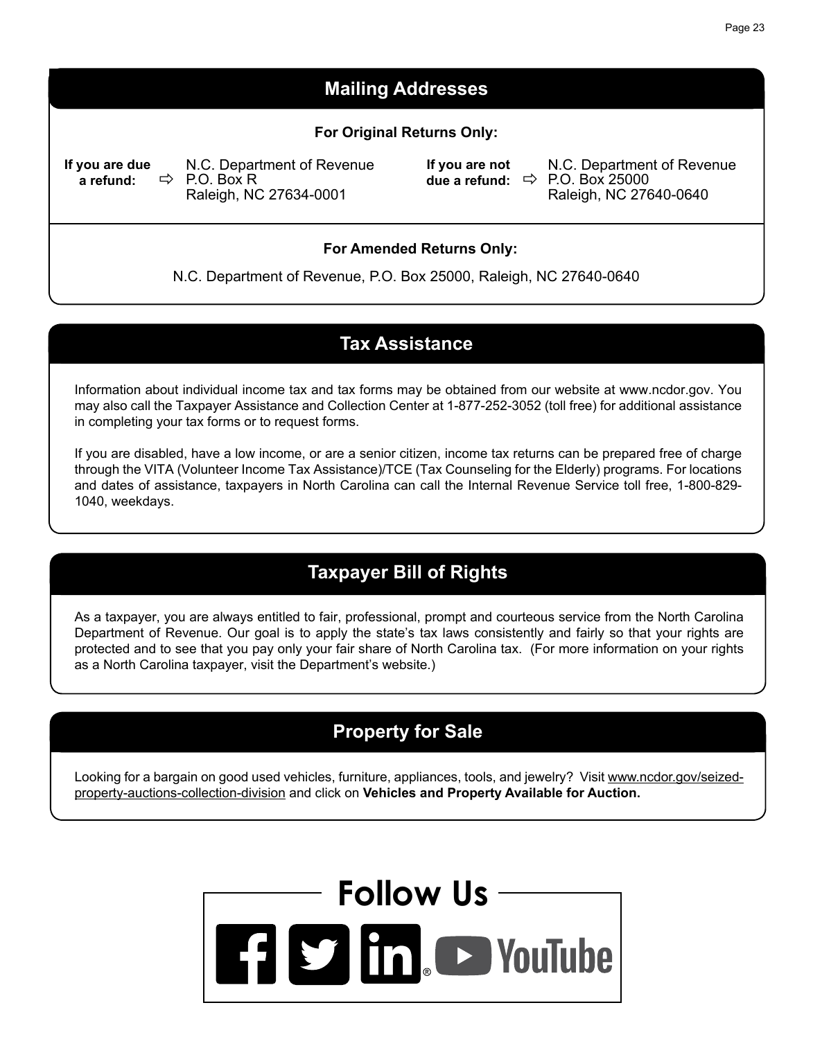## Mailing Addresses

**For Original Returns Only:**

**If you are due a refund:** ⇨ N.C. Department of Revenue
P.O. Box R
Raleigh, NC 27634-0001

**If you are not due a refund:** ⇨ N.C. Department of Revenue
P.O. Box 25000
Raleigh, NC 27640-0640

**For Amended Returns Only:**

N.C. Department of Revenue, P.O. Box 25000, Raleigh, NC 27640-0640

## Tax Assistance

Information about individual income tax and tax forms may be obtained from our website at www.ncdor.gov. You may also call the Taxpayer Assistance and Collection Center at 1-877-252-3052 (toll free) for additional assistance in completing your tax forms or to request forms.

If you are disabled, have a low income, or are a senior citizen, income tax returns can be prepared free of charge through the VITA (Volunteer Income Tax Assistance)/TCE (Tax Counseling for the Elderly) programs. For locations and dates of assistance, taxpayers in North Carolina can call the Internal Revenue Service toll free, 1-800-829-1040, weekdays.

## Taxpayer Bill of Rights

As a taxpayer, you are always entitled to fair, professional, prompt and courteous service from the North Carolina Department of Revenue. Our goal is to apply the state's tax laws consistently and fairly so that your rights are protected and to see that you pay only your fair share of North Carolina tax. (For more information on your rights as a North Carolina taxpayer, visit the Department's website.)

## Property for Sale

Looking for a bargain on good used vehicles, furniture, appliances, tools, and jewelry? Visit www.ncdor.gov/seized-property-auctions-collection-division and click on **Vehicles and Property Available for Auction.**

## Follow Us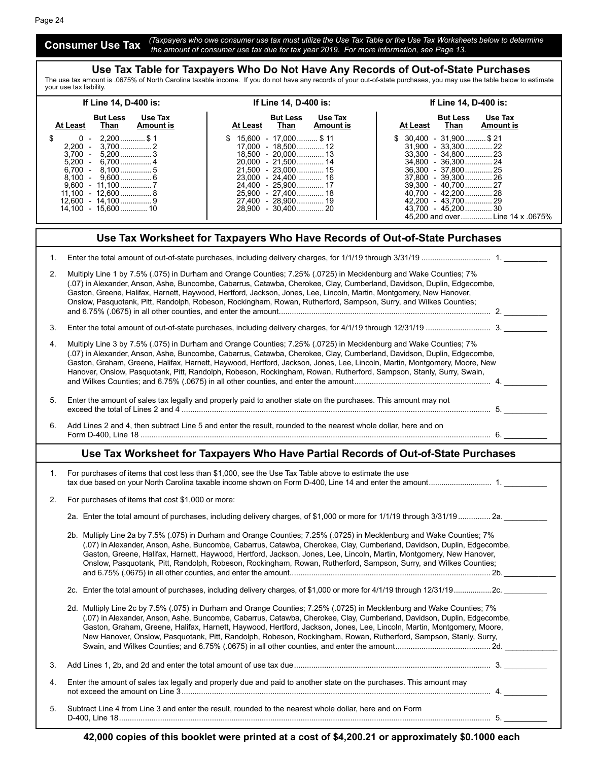## Consumer Use Tax

*(Taxpayers who owe consumer use tax must utilize the Use Tax Table or the Use Tax Worksheets below to determine the amount of consumer use tax due for tax year 2019. For more information, see Page 13.)*

### Use Tax Table for Taxpayers Who Do Not Have Any Records of Out-of-State Purchases

The use tax amount is .0675% of North Carolina taxable income. If you do not have any records of your out-of-state purchases, you may use the table below to estimate your use tax liability.

| If Line 14, D-400 is: At Least | But Less Than | Use Tax Amount is | If Line 14, D-400 is: At Least | But Less Than | Use Tax Amount is | If Line 14, D-400 is: At Least | But Less Than | Use Tax Amount is |
|---|---|---|---|---|---|---|---|---|
| $ 0 | 2,200 | $ 1 | $ 15,600 | 17,000 | $ 11 | $ 30,400 | 31,900 | $ 21 |
| 2,200 | 3,700 | 2 | 17,000 | 18,500 | 12 | 31,900 | 33,300 | 22 |
| 3,700 | 5,200 | 3 | 18,500 | 20,000 | 13 | 33,300 | 34,800 | 23 |
| 5,200 | 6,700 | 4 | 20,000 | 21,500 | 14 | 34,800 | 36,300 | 24 |
| 6,700 | 8,100 | 5 | 21,500 | 23,000 | 15 | 36,300 | 37,800 | 25 |
| 8,100 | 9,600 | 6 | 23,000 | 24,400 | 16 | 37,800 | 39,300 | 26 |
| 9,600 | 11,100 | 7 | 24,400 | 25,900 | 17 | 39,300 | 40,700 | 27 |
| 11,100 | 12,600 | 8 | 25,900 | 27,400 | 18 | 40,700 | 42,200 | 28 |
| 12,600 | 14,100 | 9 | 27,400 | 28,900 | 19 | 42,200 | 43,700 | 29 |
| 14,100 | 15,600 | 10 | 28,900 | 30,400 | 20 | 43,700 | 45,200 | 30 |
| | | | | | | 45,200 and over | | Line 14 x .0675% |

### Use Tax Worksheet for Taxpayers Who Have Records of Out-of-State Purchases

1. Enter the total amount of out-of-state purchases, including delivery charges, for 1/1/19 through 3/31/19 ................................ 1. __________
2. Multiply Line 1 by 7.5% (.075) in Durham and Orange Counties; 7.25% (.0725) in Mecklenburg and Wake Counties; 7% (.07) in Alexander, Anson, Ashe, Buncombe, Cabarrus, Catawba, Cherokee, Clay, Cumberland, Davidson, Duplin, Edgecombe, Gaston, Greene, Halifax, Harnett, Haywood, Hertford, Jackson, Jones, Lee, Lincoln, Martin, Montgomery, New Hanover, Onslow, Pasquotank, Pitt, Randolph, Robeson, Rockingham, Rowan, Rutherford, Sampson, Surry, and Wilkes Counties; and 6.75% (.0675) in all other counties, and enter the amount................................ 2. __________
3. Enter the total amount of out-of-state purchases, including delivery charges, for 4/1/19 through 12/31/19 ................................ 3. __________
4. Multiply Line 3 by 7.5% (.075) in Durham and Orange Counties; 7.25% (.0725) in Mecklenburg and Wake Counties; 7% (.07) in Alexander, Anson, Ashe, Buncombe, Cabarrus, Catawba, Cherokee, Clay, Cumberland, Davidson, Duplin, Edgecombe, Gaston, Graham, Greene, Halifax, Harnett, Haywood, Hertford, Jackson, Jones, Lee, Lincoln, Martin, Montgomery, Moore, New Hanover, Onslow, Pasquotank, Pitt, Randolph, Robeson, Rockingham, Rowan, Rutherford, Sampson, Stanly, Surry, Swain, and Wilkes Counties; and 6.75% (.0675) in all other counties, and enter the amount................................ 4. __________
5. Enter the amount of sales tax legally and properly paid to another state on the purchases. This amount may not exceed the total of Lines 2 and 4 ................................ 5. __________
6. Add Lines 2 and 4, then subtract Line 5 and enter the result, rounded to the nearest whole dollar, here and on Form D-400, Line 18 ................................ 6. __________

### Use Tax Worksheet for Taxpayers Who Have Partial Records of Out-of-State Purchases

1. For purchases of items that cost less than $1,000, see the Use Tax Table above to estimate the use tax due based on your North Carolina taxable income shown on Form D-400, Line 14 and enter the amount................................ 1. __________
2. For purchases of items that cost $1,000 or more:
   - 2a. Enter the total amount of purchases, including delivery charges, of $1,000 or more for 1/1/19 through 3/31/19............... 2a. __________
   - 2b. Multiply Line 2a by 7.5% (.075) in Durham and Orange Counties; 7.25% (.0725) in Mecklenburg and Wake Counties; 7% (.07) in Alexander, Anson, Ashe, Buncombe, Cabarrus, Catawba, Cherokee, Clay, Cumberland, Davidson, Duplin, Edgecombe, Gaston, Greene, Halifax, Harnett, Haywood, Hertford, Jackson, Jones, Lee, Lincoln, Martin, Montgomery, New Hanover, Onslow, Pasquotank, Pitt, Randolph, Robeson, Rockingham, Rowan, Rutherford, Sampson, Surry, and Wilkes Counties; and 6.75% (.0675) in all other counties, and enter the amount................................ 2b. __________
   - 2c. Enter the total amount of purchases, including delivery charges, of $1,000 or more for 4/1/19 through 12/31/19................. 2c. __________
   - 2d. Multiply Line 2c by 7.5% (.075) in Durham and Orange Counties; 7.25% (.0725) in Mecklenburg and Wake Counties; 7% (.07) in Alexander, Anson, Ashe, Buncombe, Cabarrus, Catawba, Cherokee, Clay, Cumberland, Davidson, Duplin, Edgecombe, Gaston, Graham, Greene, Halifax, Harnett, Haywood, Hertford, Jackson, Jones, Lee, Lincoln, Martin, Montgomery, Moore, New Hanover, Onslow, Pasquotank, Pitt, Randolph, Robeson, Rockingham, Rowan, Rutherford, Sampson, Stanly, Swain, and Wilkes Counties; and 6.75% (.0675) in all other counties, and enter the amount................................ 2d. __________
3. Add Lines 1, 2b, and 2d and enter the total amount of use tax due................................ 3. __________
4. Enter the amount of sales tax legally and properly due and paid to another state on the purchases. This amount may not exceed the amount on Line 3................................ 4. __________
5. Subtract Line 4 from Line 3 and enter the result, rounded to the nearest whole dollar, here and on Form D-400, Line 18................................ 5. __________

**42,000 copies of this booklet were printed at a cost of $4,200.21 or approximately $0.1000 each**